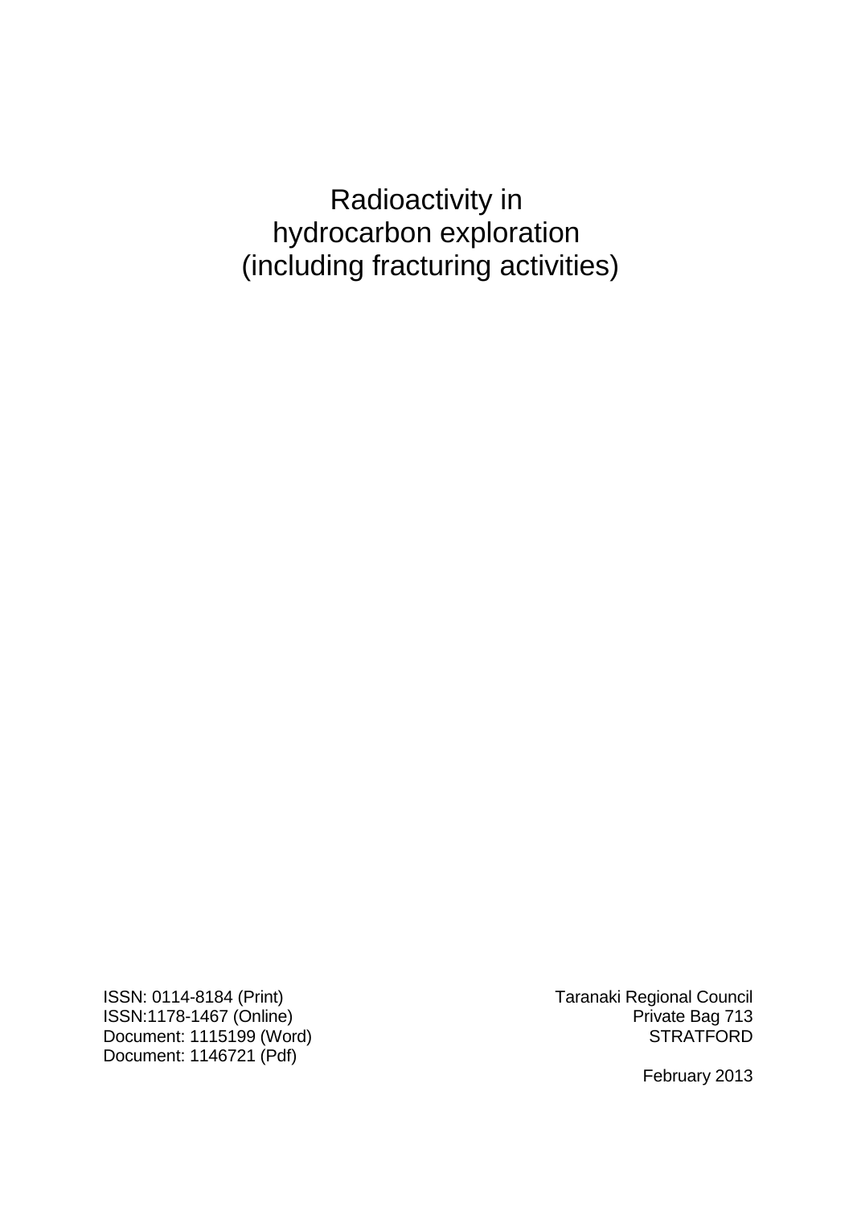# Radioactivity in hydrocarbon exploration (including fracturing activities)

ISSN: 0114-8184 (Print)
ISSN:1178-1467 (Online)
Document: 1115199 (Word)
Document: 1146721 (Pdf)

Taranaki Regional Council
Private Bag 713
STRATFORD

February 2013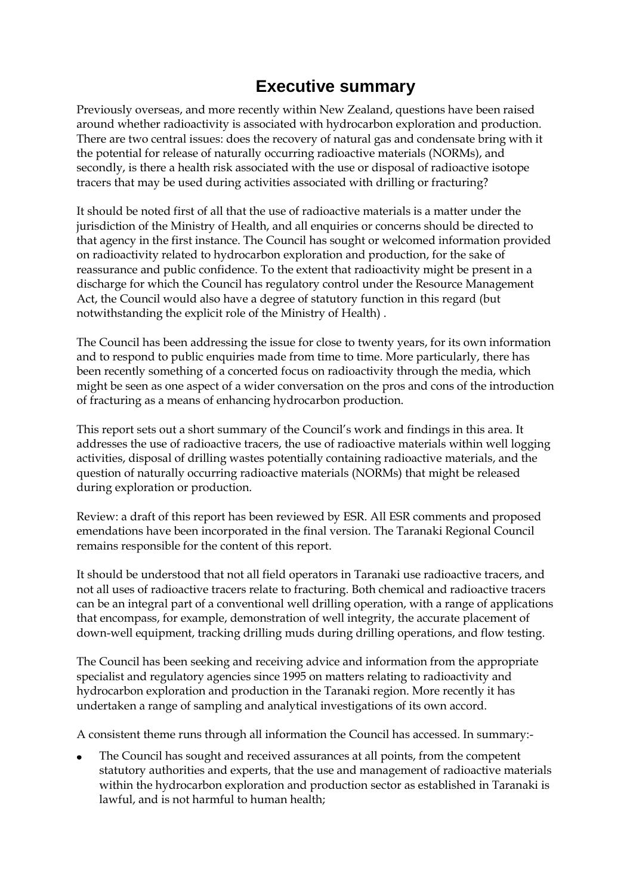# Executive summary

Previously overseas, and more recently within New Zealand, questions have been raised around whether radioactivity is associated with hydrocarbon exploration and production. There are two central issues: does the recovery of natural gas and condensate bring with it the potential for release of naturally occurring radioactive materials (NORMs), and secondly, is there a health risk associated with the use or disposal of radioactive isotope tracers that may be used during activities associated with drilling or fracturing?

It should be noted first of all that the use of radioactive materials is a matter under the jurisdiction of the Ministry of Health, and all enquiries or concerns should be directed to that agency in the first instance. The Council has sought or welcomed information provided on radioactivity related to hydrocarbon exploration and production, for the sake of reassurance and public confidence. To the extent that radioactivity might be present in a discharge for which the Council has regulatory control under the Resource Management Act, the Council would also have a degree of statutory function in this regard (but notwithstanding the explicit role of the Ministry of Health) .

The Council has been addressing the issue for close to twenty years, for its own information and to respond to public enquiries made from time to time. More particularly, there has been recently something of a concerted focus on radioactivity through the media, which might be seen as one aspect of a wider conversation on the pros and cons of the introduction of fracturing as a means of enhancing hydrocarbon production.

This report sets out a short summary of the Council's work and findings in this area. It addresses the use of radioactive tracers, the use of radioactive materials within well logging activities, disposal of drilling wastes potentially containing radioactive materials, and the question of naturally occurring radioactive materials (NORMs) that might be released during exploration or production.

Review: a draft of this report has been reviewed by ESR. All ESR comments and proposed emendations have been incorporated in the final version. The Taranaki Regional Council remains responsible for the content of this report.

It should be understood that not all field operators in Taranaki use radioactive tracers, and not all uses of radioactive tracers relate to fracturing. Both chemical and radioactive tracers can be an integral part of a conventional well drilling operation, with a range of applications that encompass, for example, demonstration of well integrity, the accurate placement of down-well equipment, tracking drilling muds during drilling operations, and flow testing.

The Council has been seeking and receiving advice and information from the appropriate specialist and regulatory agencies since 1995 on matters relating to radioactivity and hydrocarbon exploration and production in the Taranaki region. More recently it has undertaken a range of sampling and analytical investigations of its own accord.

A consistent theme runs through all information the Council has accessed. In summary:-

- The Council has sought and received assurances at all points, from the competent statutory authorities and experts, that the use and management of radioactive materials within the hydrocarbon exploration and production sector as established in Taranaki is lawful, and is not harmful to human health;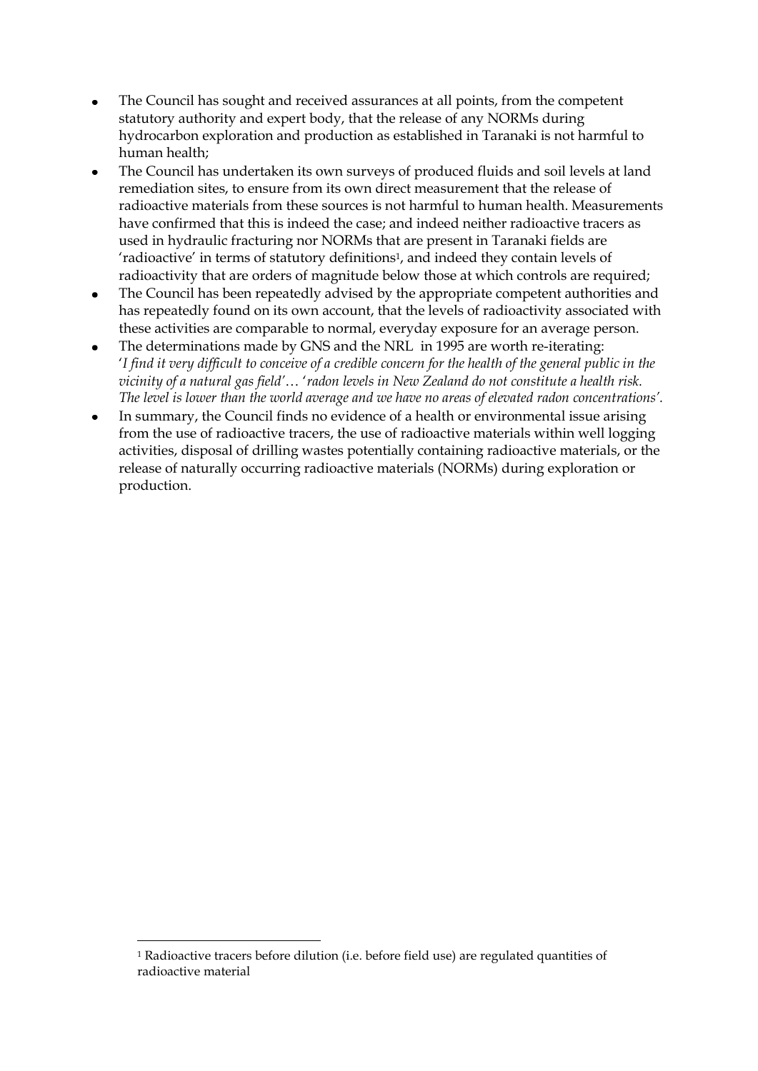- The Council has sought and received assurances at all points, from the competent statutory authority and expert body, that the release of any NORMs during hydrocarbon exploration and production as established in Taranaki is not harmful to human health;
- The Council has undertaken its own surveys of produced fluids and soil levels at land remediation sites, to ensure from its own direct measurement that the release of radioactive materials from these sources is not harmful to human health. Measurements have confirmed that this is indeed the case; and indeed neither radioactive tracers as used in hydraulic fracturing nor NORMs that are present in Taranaki fields are 'radioactive' in terms of statutory definitions[1], and indeed they contain levels of radioactivity that are orders of magnitude below those at which controls are required;
- The Council has been repeatedly advised by the appropriate competent authorities and has repeatedly found on its own account, that the levels of radioactivity associated with these activities are comparable to normal, everyday exposure for an average person.
- The determinations made by GNS and the NRL in 1995 are worth re-iterating: '*I find it very difficult to conceive of a credible concern for the health of the general public in the vicinity of a natural gas field'*… '*radon levels in New Zealand do not constitute a health risk. The level is lower than the world average and we have no areas of elevated radon concentrations'.*
- In summary, the Council finds no evidence of a health or environmental issue arising from the use of radioactive tracers, the use of radioactive materials within well logging activities, disposal of drilling wastes potentially containing radioactive materials, or the release of naturally occurring radioactive materials (NORMs) during exploration or production.

---

[1] Radioactive tracers before dilution (i.e. before field use) are regulated quantities of radioactive material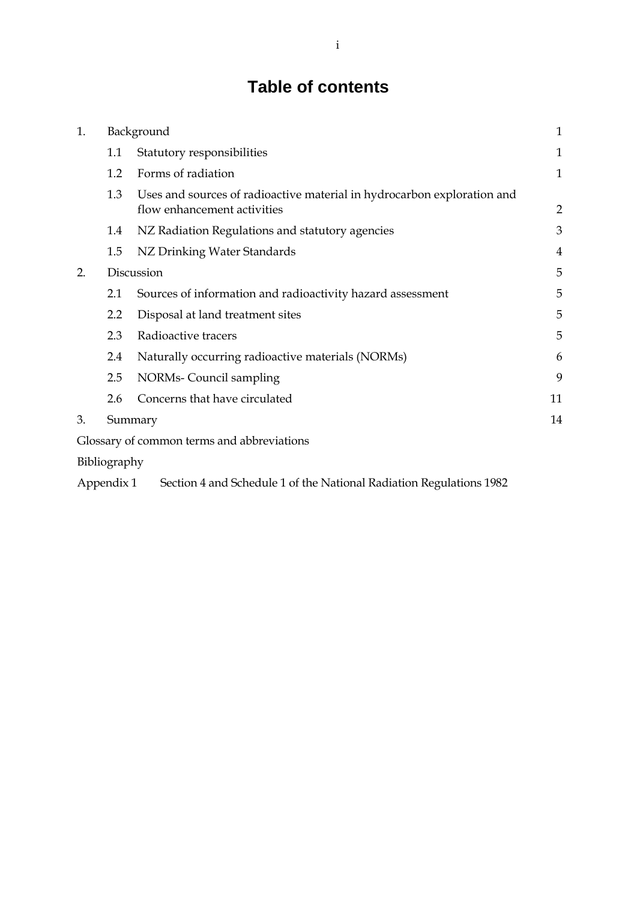# Table of contents

| | | |
|---|---|---|
| 1. | Background | 1 |
| | 1.1 Statutory responsibilities | 1 |
| | 1.2 Forms of radiation | 1 |
| | 1.3 Uses and sources of radioactive material in hydrocarbon exploration and flow enhancement activities | 2 |
| | 1.4 NZ Radiation Regulations and statutory agencies | 3 |
| | 1.5 NZ Drinking Water Standards | 4 |
| 2. | Discussion | 5 |
| | 2.1 Sources of information and radioactivity hazard assessment | 5 |
| | 2.2 Disposal at land treatment sites | 5 |
| | 2.3 Radioactive tracers | 5 |
| | 2.4 Naturally occurring radioactive materials (NORMs) | 6 |
| | 2.5 NORMs- Council sampling | 9 |
| | 2.6 Concerns that have circulated | 11 |
| 3. | Summary | 14 |

Glossary of common terms and abbreviations

Bibliography

Appendix 1 Section 4 and Schedule 1 of the National Radiation Regulations 1982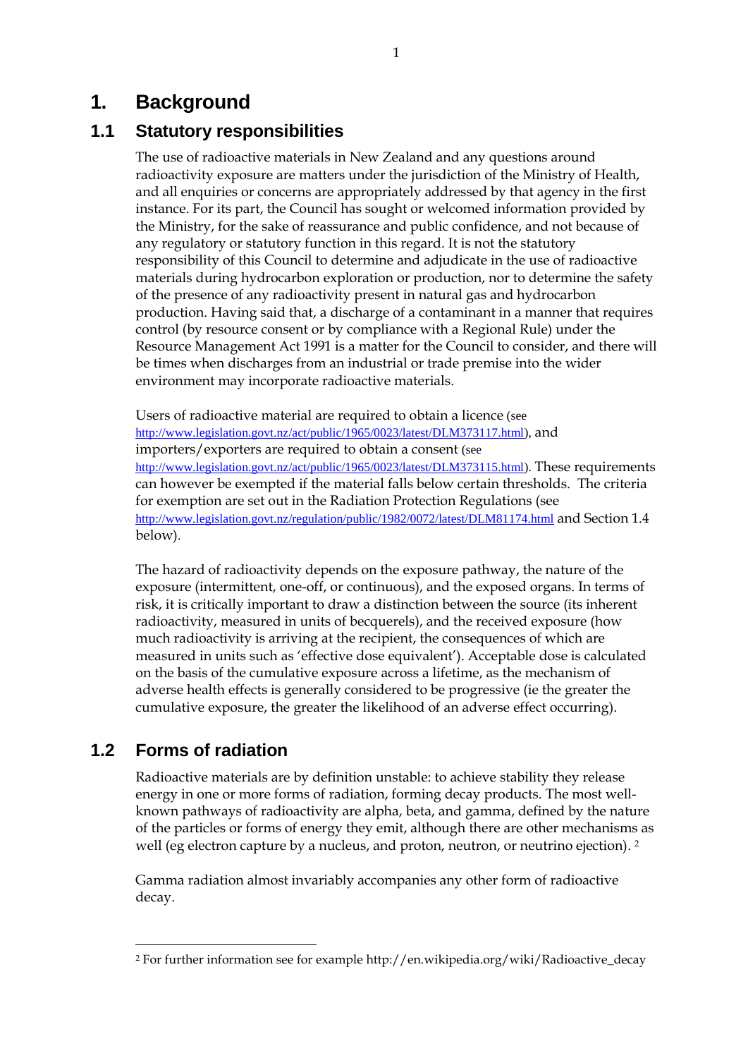# 1. Background

## 1.1 Statutory responsibilities

The use of radioactive materials in New Zealand and any questions around radioactivity exposure are matters under the jurisdiction of the Ministry of Health, and all enquiries or concerns are appropriately addressed by that agency in the first instance. For its part, the Council has sought or welcomed information provided by the Ministry, for the sake of reassurance and public confidence, and not because of any regulatory or statutory function in this regard. It is not the statutory responsibility of this Council to determine and adjudicate in the use of radioactive materials during hydrocarbon exploration or production, nor to determine the safety of the presence of any radioactivity present in natural gas and hydrocarbon production. Having said that, a discharge of a contaminant in a manner that requires control (by resource consent or by compliance with a Regional Rule) under the Resource Management Act 1991 is a matter for the Council to consider, and there will be times when discharges from an industrial or trade premise into the wider environment may incorporate radioactive materials.

Users of radioactive material are required to obtain a licence (see http://www.legislation.govt.nz/act/public/1965/0023/latest/DLM373117.html), and importers/exporters are required to obtain a consent (see http://www.legislation.govt.nz/act/public/1965/0023/latest/DLM373115.html). These requirements can however be exempted if the material falls below certain thresholds. The criteria for exemption are set out in the Radiation Protection Regulations (see http://www.legislation.govt.nz/regulation/public/1982/0072/latest/DLM81174.html and Section 1.4 below).

The hazard of radioactivity depends on the exposure pathway, the nature of the exposure (intermittent, one-off, or continuous), and the exposed organs. In terms of risk, it is critically important to draw a distinction between the source (its inherent radioactivity, measured in units of becquerels), and the received exposure (how much radioactivity is arriving at the recipient, the consequences of which are measured in units such as 'effective dose equivalent'). Acceptable dose is calculated on the basis of the cumulative exposure across a lifetime, as the mechanism of adverse health effects is generally considered to be progressive (ie the greater the cumulative exposure, the greater the likelihood of an adverse effect occurring).

## 1.2 Forms of radiation

Radioactive materials are by definition unstable: to achieve stability they release energy in one or more forms of radiation, forming decay products. The most well-known pathways of radioactivity are alpha, beta, and gamma, defined by the nature of the particles or forms of energy they emit, although there are other mechanisms as well (eg electron capture by a nucleus, and proton, neutron, or neutrino ejection). [2]

Gamma radiation almost invariably accompanies any other form of radioactive decay.

[2] For further information see for example http://en.wikipedia.org/wiki/Radioactive_decay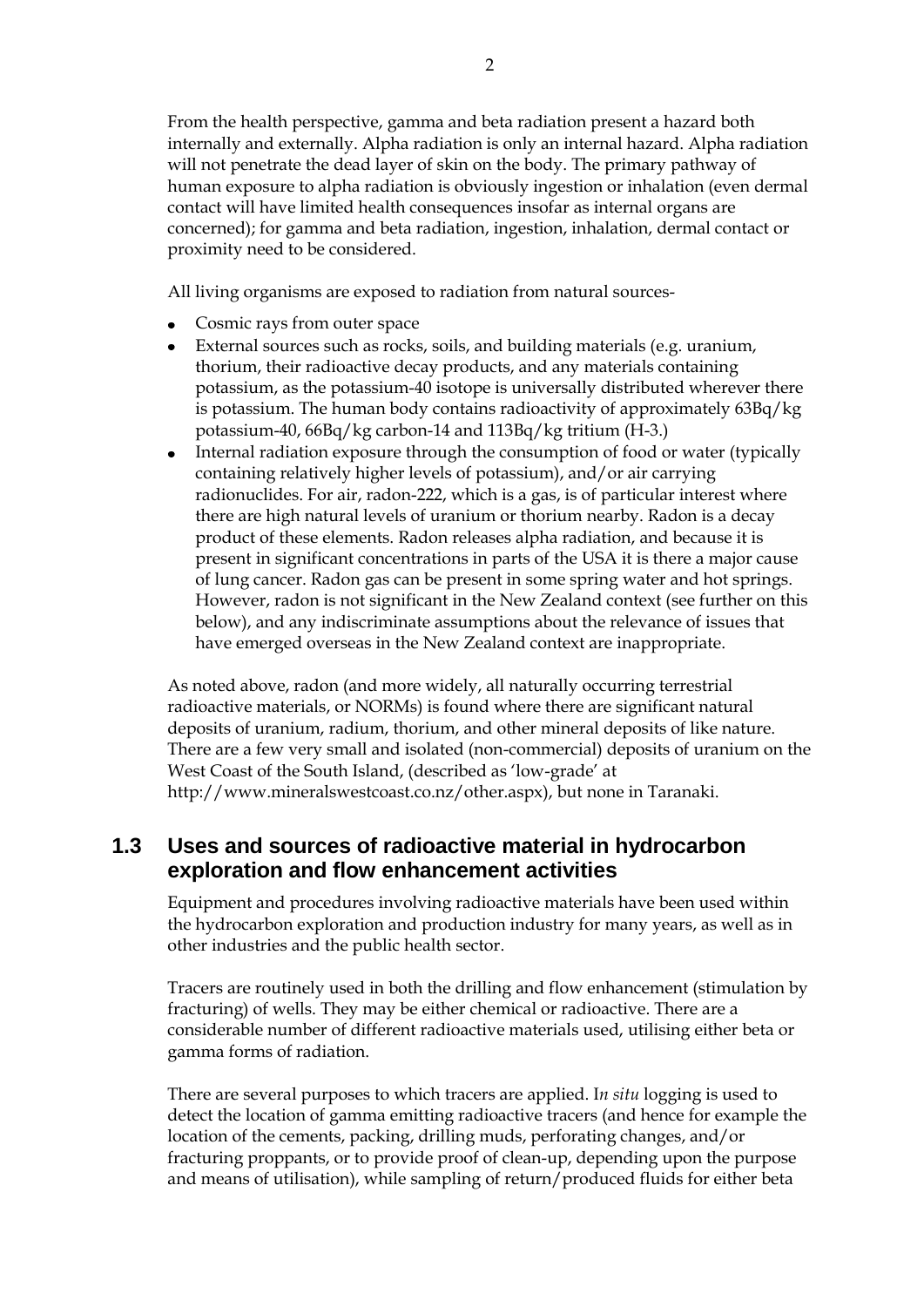From the health perspective, gamma and beta radiation present a hazard both internally and externally. Alpha radiation is only an internal hazard. Alpha radiation will not penetrate the dead layer of skin on the body. The primary pathway of human exposure to alpha radiation is obviously ingestion or inhalation (even dermal contact will have limited health consequences insofar as internal organs are concerned); for gamma and beta radiation, ingestion, inhalation, dermal contact or proximity need to be considered.

All living organisms are exposed to radiation from natural sources-

- Cosmic rays from outer space
- External sources such as rocks, soils, and building materials (e.g. uranium, thorium, their radioactive decay products, and any materials containing potassium, as the potassium-40 isotope is universally distributed wherever there is potassium. The human body contains radioactivity of approximately 63Bq/kg potassium-40, 66Bq/kg carbon-14 and 113Bq/kg tritium (H-3.)
- Internal radiation exposure through the consumption of food or water (typically containing relatively higher levels of potassium), and/or air carrying radionuclides. For air, radon-222, which is a gas, is of particular interest where there are high natural levels of uranium or thorium nearby. Radon is a decay product of these elements. Radon releases alpha radiation, and because it is present in significant concentrations in parts of the USA it is there a major cause of lung cancer. Radon gas can be present in some spring water and hot springs. However, radon is not significant in the New Zealand context (see further on this below), and any indiscriminate assumptions about the relevance of issues that have emerged overseas in the New Zealand context are inappropriate.

As noted above, radon (and more widely, all naturally occurring terrestrial radioactive materials, or NORMs) is found where there are significant natural deposits of uranium, radium, thorium, and other mineral deposits of like nature. There are a few very small and isolated (non-commercial) deposits of uranium on the West Coast of the South Island, (described as 'low-grade' at http://www.mineralswestcoast.co.nz/other.aspx), but none in Taranaki.

## 1.3 Uses and sources of radioactive material in hydrocarbon exploration and flow enhancement activities

Equipment and procedures involving radioactive materials have been used within the hydrocarbon exploration and production industry for many years, as well as in other industries and the public health sector.

Tracers are routinely used in both the drilling and flow enhancement (stimulation by fracturing) of wells. They may be either chemical or radioactive. There are a considerable number of different radioactive materials used, utilising either beta or gamma forms of radiation.

There are several purposes to which tracers are applied. I*n situ* logging is used to detect the location of gamma emitting radioactive tracers (and hence for example the location of the cements, packing, drilling muds, perforating changes, and/or fracturing proppants, or to provide proof of clean-up, depending upon the purpose and means of utilisation), while sampling of return/produced fluids for either beta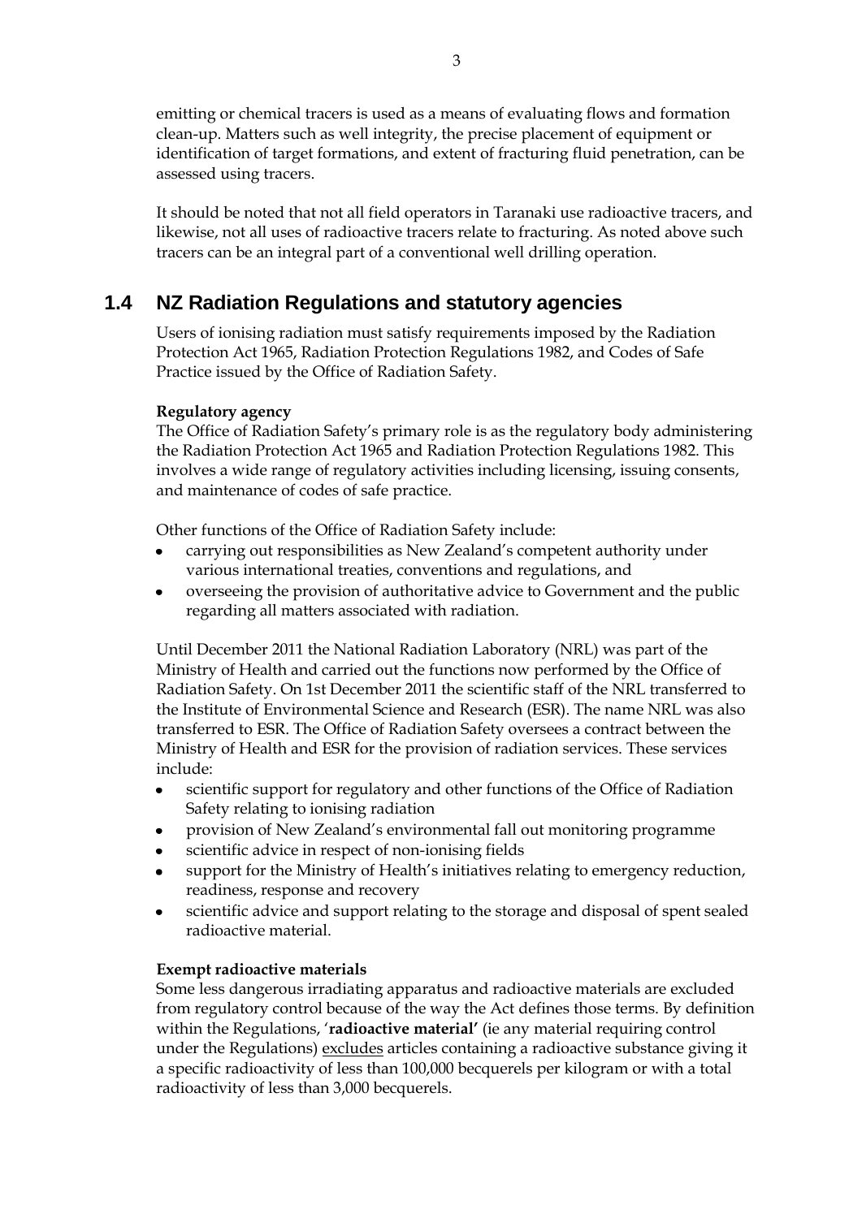emitting or chemical tracers is used as a means of evaluating flows and formation clean-up. Matters such as well integrity, the precise placement of equipment or identification of target formations, and extent of fracturing fluid penetration, can be assessed using tracers.

It should be noted that not all field operators in Taranaki use radioactive tracers, and likewise, not all uses of radioactive tracers relate to fracturing. As noted above such tracers can be an integral part of a conventional well drilling operation.

## 1.4 NZ Radiation Regulations and statutory agencies

Users of ionising radiation must satisfy requirements imposed by the Radiation Protection Act 1965, Radiation Protection Regulations 1982, and Codes of Safe Practice issued by the Office of Radiation Safety.

**Regulatory agency**
The Office of Radiation Safety's primary role is as the regulatory body administering the Radiation Protection Act 1965 and Radiation Protection Regulations 1982. This involves a wide range of regulatory activities including licensing, issuing consents, and maintenance of codes of safe practice.

Other functions of the Office of Radiation Safety include:

- carrying out responsibilities as New Zealand's competent authority under various international treaties, conventions and regulations, and
- overseeing the provision of authoritative advice to Government and the public regarding all matters associated with radiation.

Until December 2011 the National Radiation Laboratory (NRL) was part of the Ministry of Health and carried out the functions now performed by the Office of Radiation Safety. On 1st December 2011 the scientific staff of the NRL transferred to the Institute of Environmental Science and Research (ESR). The name NRL was also transferred to ESR. The Office of Radiation Safety oversees a contract between the Ministry of Health and ESR for the provision of radiation services. These services include:

- scientific support for regulatory and other functions of the Office of Radiation Safety relating to ionising radiation
- provision of New Zealand's environmental fall out monitoring programme
- scientific advice in respect of non-ionising fields
- support for the Ministry of Health's initiatives relating to emergency reduction, readiness, response and recovery
- scientific advice and support relating to the storage and disposal of spent sealed radioactive material.

**Exempt radioactive materials**
Some less dangerous irradiating apparatus and radioactive materials are excluded from regulatory control because of the way the Act defines those terms. By definition within the Regulations, '**radioactive material'** (ie any material requiring control under the Regulations) <u>excludes</u> articles containing a radioactive substance giving it a specific radioactivity of less than 100,000 becquerels per kilogram or with a total radioactivity of less than 3,000 becquerels.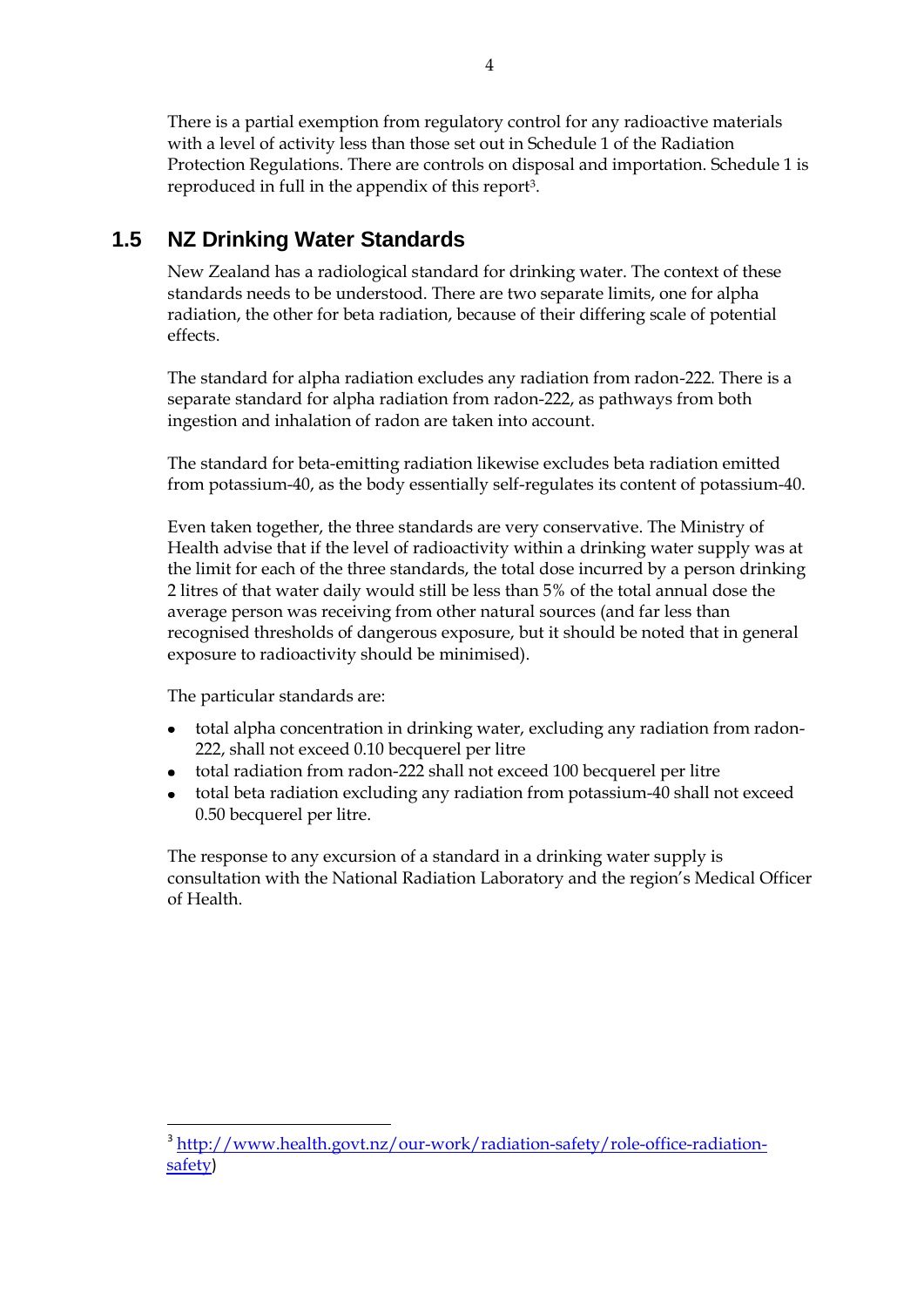There is a partial exemption from regulatory control for any radioactive materials with a level of activity less than those set out in Schedule 1 of the Radiation Protection Regulations. There are controls on disposal and importation. Schedule 1 is reproduced in full in the appendix of this report[3].

## 1.5 NZ Drinking Water Standards

New Zealand has a radiological standard for drinking water. The context of these standards needs to be understood. There are two separate limits, one for alpha radiation, the other for beta radiation, because of their differing scale of potential effects.

The standard for alpha radiation excludes any radiation from radon-222. There is a separate standard for alpha radiation from radon-222, as pathways from both ingestion and inhalation of radon are taken into account.

The standard for beta-emitting radiation likewise excludes beta radiation emitted from potassium-40, as the body essentially self-regulates its content of potassium-40.

Even taken together, the three standards are very conservative. The Ministry of Health advise that if the level of radioactivity within a drinking water supply was at the limit for each of the three standards, the total dose incurred by a person drinking 2 litres of that water daily would still be less than 5% of the total annual dose the average person was receiving from other natural sources (and far less than recognised thresholds of dangerous exposure, but it should be noted that in general exposure to radioactivity should be minimised).

The particular standards are:

- total alpha concentration in drinking water, excluding any radiation from radon-222, shall not exceed 0.10 becquerel per litre
- total radiation from radon-222 shall not exceed 100 becquerel per litre
- total beta radiation excluding any radiation from potassium-40 shall not exceed 0.50 becquerel per litre.

The response to any excursion of a standard in a drinking water supply is consultation with the National Radiation Laboratory and the region's Medical Officer of Health.

[3] http://www.health.govt.nz/our-work/radiation-safety/role-office-radiation-safety)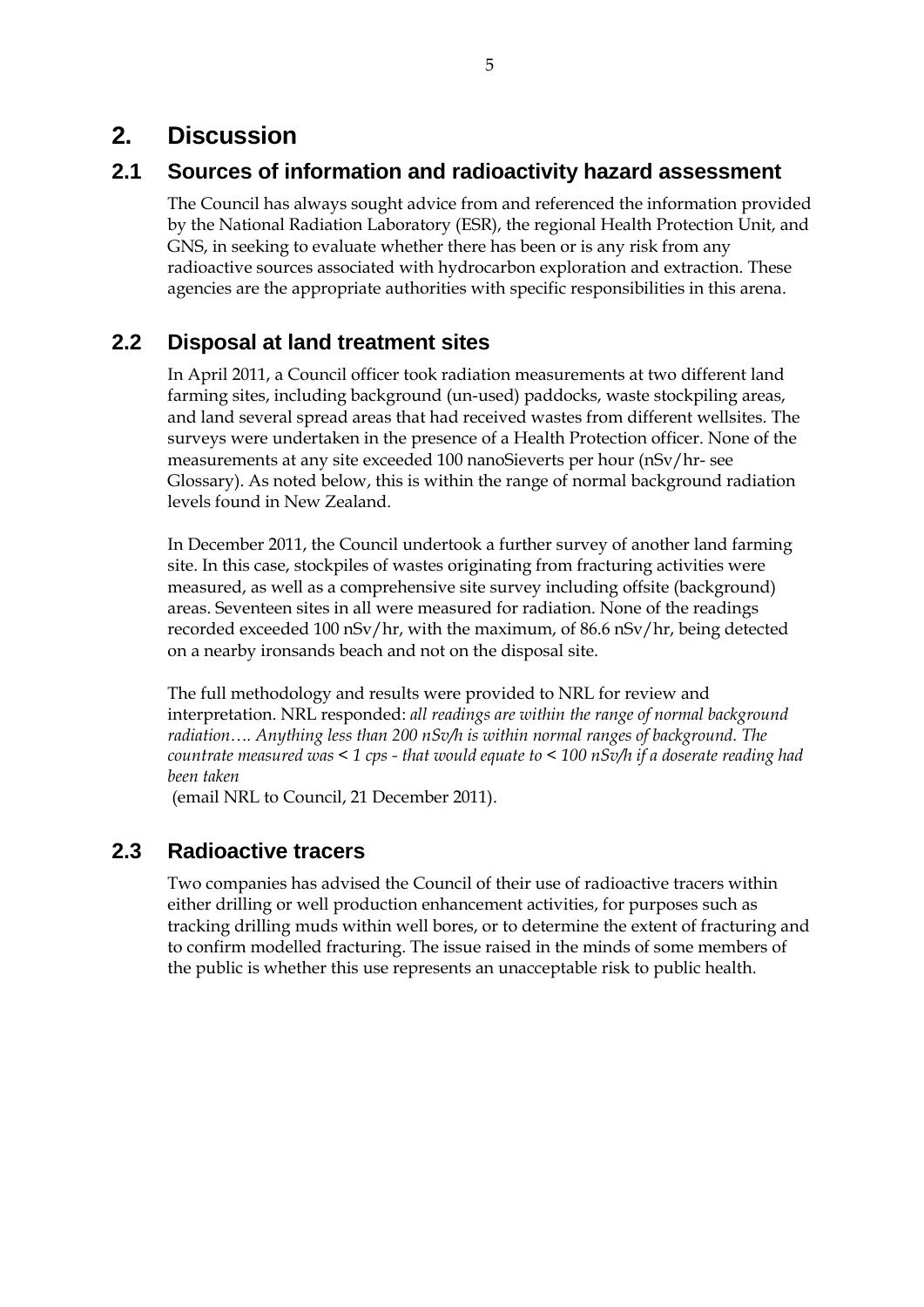# 2. Discussion

## 2.1 Sources of information and radioactivity hazard assessment

The Council has always sought advice from and referenced the information provided by the National Radiation Laboratory (ESR), the regional Health Protection Unit, and GNS, in seeking to evaluate whether there has been or is any risk from any radioactive sources associated with hydrocarbon exploration and extraction. These agencies are the appropriate authorities with specific responsibilities in this arena.

## 2.2 Disposal at land treatment sites

In April 2011, a Council officer took radiation measurements at two different land farming sites, including background (un-used) paddocks, waste stockpiling areas, and land several spread areas that had received wastes from different wellsites. The surveys were undertaken in the presence of a Health Protection officer. None of the measurements at any site exceeded 100 nanoSieverts per hour (nSv/hr- see Glossary). As noted below, this is within the range of normal background radiation levels found in New Zealand.

In December 2011, the Council undertook a further survey of another land farming site. In this case, stockpiles of wastes originating from fracturing activities were measured, as well as a comprehensive site survey including offsite (background) areas. Seventeen sites in all were measured for radiation. None of the readings recorded exceeded 100 nSv/hr, with the maximum, of 86.6 nSv/hr, being detected on a nearby ironsands beach and not on the disposal site.

The full methodology and results were provided to NRL for review and interpretation. NRL responded: *all readings are within the range of normal background radiation…. Anything less than 200 nSv/h is within normal ranges of background. The countrate measured was < 1 cps - that would equate to < 100 nSv/h if a doserate reading had been taken*

(email NRL to Council, 21 December 2011).

## 2.3 Radioactive tracers

Two companies has advised the Council of their use of radioactive tracers within either drilling or well production enhancement activities, for purposes such as tracking drilling muds within well bores, or to determine the extent of fracturing and to confirm modelled fracturing. The issue raised in the minds of some members of the public is whether this use represents an unacceptable risk to public health.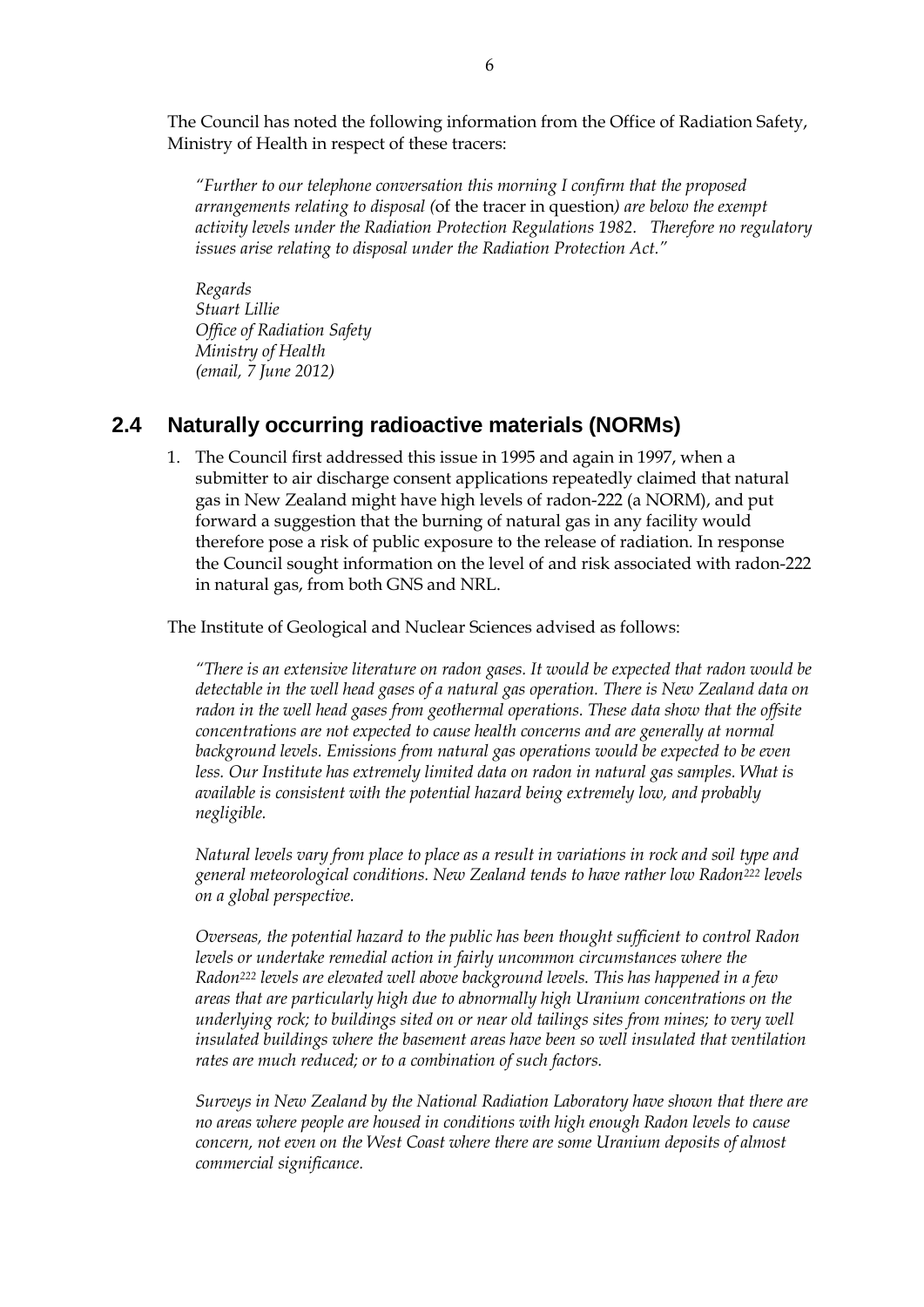The Council has noted the following information from the Office of Radiation Safety, Ministry of Health in respect of these tracers:

> *"Further to our telephone conversation this morning I confirm that the proposed arrangements relating to disposal (*of the tracer in question*) are below the exempt activity levels under the Radiation Protection Regulations 1982. Therefore no regulatory issues arise relating to disposal under the Radiation Protection Act."*
>
> *Regards*
> *Stuart Lillie*
> *Office of Radiation Safety*
> *Ministry of Health*
> *(email, 7 June 2012)*

## 2.4 Naturally occurring radioactive materials (NORMs)

1. The Council first addressed this issue in 1995 and again in 1997, when a submitter to air discharge consent applications repeatedly claimed that natural gas in New Zealand might have high levels of radon-222 (a NORM), and put forward a suggestion that the burning of natural gas in any facility would therefore pose a risk of public exposure to the release of radiation. In response the Council sought information on the level of and risk associated with radon-222 in natural gas, from both GNS and NRL.

The Institute of Geological and Nuclear Sciences advised as follows:

> *"There is an extensive literature on radon gases. It would be expected that radon would be detectable in the well head gases of a natural gas operation. There is New Zealand data on radon in the well head gases from geothermal operations. These data show that the offsite concentrations are not expected to cause health concerns and are generally at normal background levels. Emissions from natural gas operations would be expected to be even less. Our Institute has extremely limited data on radon in natural gas samples. What is available is consistent with the potential hazard being extremely low, and probably negligible.*
>
> *Natural levels vary from place to place as a result in variations in rock and soil type and general meteorological conditions. New Zealand tends to have rather low Radon$^{222}$ levels on a global perspective.*
>
> *Overseas, the potential hazard to the public has been thought sufficient to control Radon levels or undertake remedial action in fairly uncommon circumstances where the Radon$^{222}$ levels are elevated well above background levels. This has happened in a few areas that are particularly high due to abnormally high Uranium concentrations on the underlying rock; to buildings sited on or near old tailings sites from mines; to very well insulated buildings where the basement areas have been so well insulated that ventilation rates are much reduced; or to a combination of such factors.*
>
> *Surveys in New Zealand by the National Radiation Laboratory have shown that there are no areas where people are housed in conditions with high enough Radon levels to cause concern, not even on the West Coast where there are some Uranium deposits of almost commercial significance.*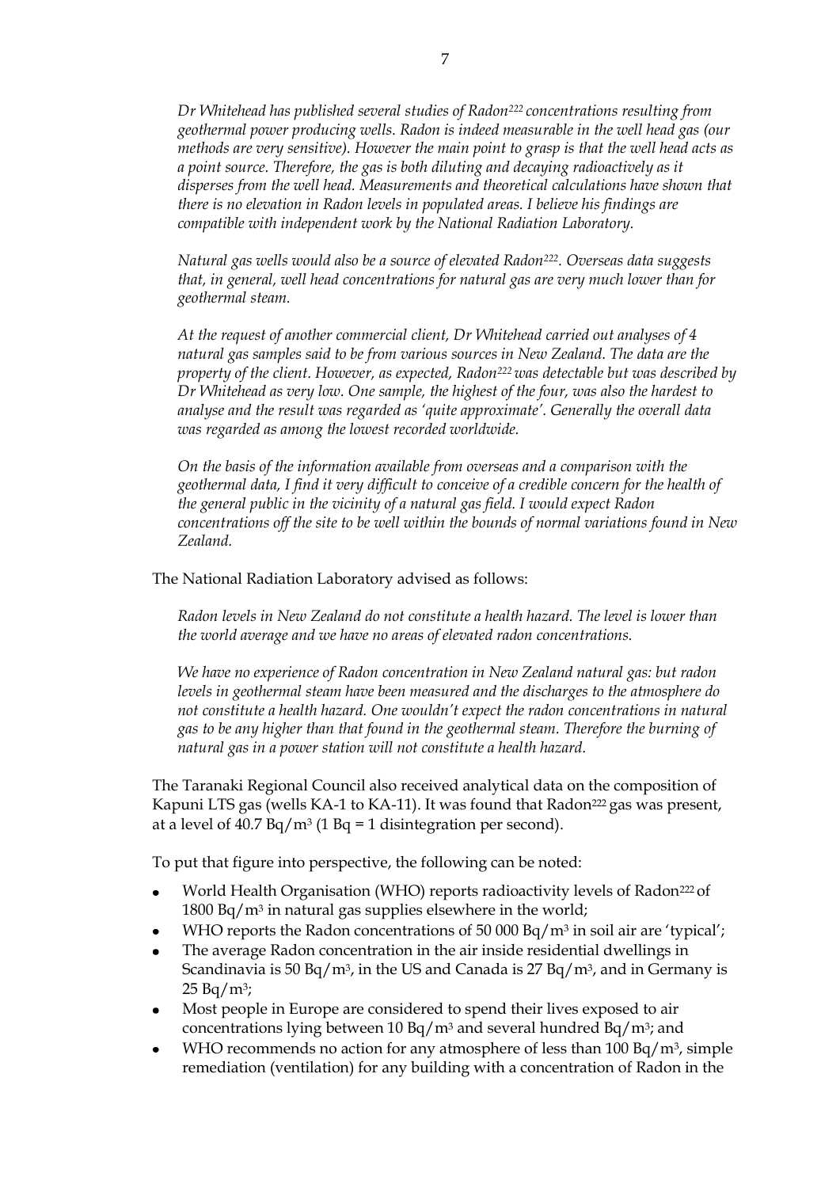*Dr Whitehead has published several studies of Radon$^{222}$ concentrations resulting from geothermal power producing wells. Radon is indeed measurable in the well head gas (our methods are very sensitive). However the main point to grasp is that the well head acts as a point source. Therefore, the gas is both diluting and decaying radioactively as it disperses from the well head. Measurements and theoretical calculations have shown that there is no elevation in Radon levels in populated areas. I believe his findings are compatible with independent work by the National Radiation Laboratory.*

*Natural gas wells would also be a source of elevated Radon$^{222}$. Overseas data suggests that, in general, well head concentrations for natural gas are very much lower than for geothermal steam.*

*At the request of another commercial client, Dr Whitehead carried out analyses of 4 natural gas samples said to be from various sources in New Zealand. The data are the property of the client. However, as expected, Radon$^{222}$ was detectable but was described by Dr Whitehead as very low. One sample, the highest of the four, was also the hardest to analyse and the result was regarded as 'quite approximate'. Generally the overall data was regarded as among the lowest recorded worldwide.*

*On the basis of the information available from overseas and a comparison with the geothermal data, I find it very difficult to conceive of a credible concern for the health of the general public in the vicinity of a natural gas field. I would expect Radon concentrations off the site to be well within the bounds of normal variations found in New Zealand.*

The National Radiation Laboratory advised as follows:

*Radon levels in New Zealand do not constitute a health hazard. The level is lower than the world average and we have no areas of elevated radon concentrations.*

*We have no experience of Radon concentration in New Zealand natural gas: but radon levels in geothermal steam have been measured and the discharges to the atmosphere do not constitute a health hazard. One wouldn't expect the radon concentrations in natural gas to be any higher than that found in the geothermal steam. Therefore the burning of natural gas in a power station will not constitute a health hazard.*

The Taranaki Regional Council also received analytical data on the composition of Kapuni LTS gas (wells KA-1 to KA-11). It was found that Radon$^{222}$ gas was present, at a level of 40.7 Bq/m$^3$ (1 Bq = 1 disintegration per second).

To put that figure into perspective, the following can be noted:

- World Health Organisation (WHO) reports radioactivity levels of Radon$^{222}$ of 1800 Bq/m$^3$ in natural gas supplies elsewhere in the world;
- WHO reports the Radon concentrations of 50 000 Bq/m$^3$ in soil air are 'typical';
- The average Radon concentration in the air inside residential dwellings in Scandinavia is 50 Bq/m$^3$, in the US and Canada is 27 Bq/m$^3$, and in Germany is 25 Bq/m$^3$;
- Most people in Europe are considered to spend their lives exposed to air concentrations lying between 10 Bq/m$^3$ and several hundred Bq/m$^3$; and
- WHO recommends no action for any atmosphere of less than 100 Bq/m$^3$, simple remediation (ventilation) for any building with a concentration of Radon in the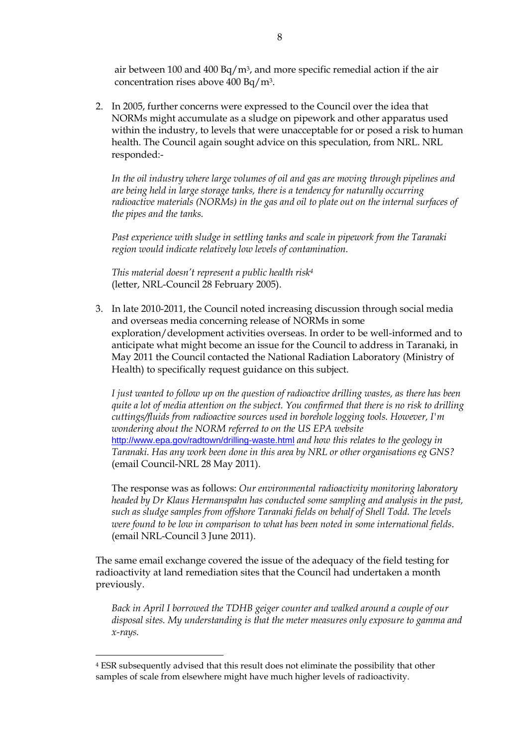air between 100 and 400 Bq/m$^3$, and more specific remedial action if the air concentration rises above 400 Bq/m$^3$.

2. In 2005, further concerns were expressed to the Council over the idea that NORMs might accumulate as a sludge on pipework and other apparatus used within the industry, to levels that were unacceptable for or posed a risk to human health. The Council again sought advice on this speculation, from NRL. NRL responded:-

   *In the oil industry where large volumes of oil and gas are moving through pipelines and are being held in large storage tanks, there is a tendency for naturally occurring radioactive materials (NORMs) in the gas and oil to plate out on the internal surfaces of the pipes and the tanks.*

   *Past experience with sludge in settling tanks and scale in pipework from the Taranaki region would indicate relatively low levels of contamination.*

   *This material doesn't represent a public health risk*[4] (letter, NRL-Council 28 February 2005).

3. In late 2010-2011, the Council noted increasing discussion through social media and overseas media concerning release of NORMs in some exploration/development activities overseas. In order to be well-informed and to anticipate what might become an issue for the Council to address in Taranaki, in May 2011 the Council contacted the National Radiation Laboratory (Ministry of Health) to specifically request guidance on this subject.

   *I just wanted to follow up on the question of radioactive drilling wastes, as there has been quite a lot of media attention on the subject. You confirmed that there is no risk to drilling cuttings/fluids from radioactive sources used in borehole logging tools. However, I'm wondering about the NORM referred to on the US EPA website* http://www.epa.gov/radtown/drilling-waste.html *and how this relates to the geology in Taranaki. Has any work been done in this area by NRL or other organisations eg GNS?* (email Council-NRL 28 May 2011).

   The response was as follows: *Our environmental radioactivity monitoring laboratory headed by Dr Klaus Hermanspahn has conducted some sampling and analysis in the past, such as sludge samples from offshore Taranaki fields on behalf of Shell Todd. The levels were found to be low in comparison to what has been noted in some international fields.* (email NRL-Council 3 June 2011).

The same email exchange covered the issue of the adequacy of the field testing for radioactivity at land remediation sites that the Council had undertaken a month previously.

*Back in April I borrowed the TDHB geiger counter and walked around a couple of our disposal sites. My understanding is that the meter measures only exposure to gamma and x-rays.*

---

[4] ESR subsequently advised that this result does not eliminate the possibility that other samples of scale from elsewhere might have much higher levels of radioactivity.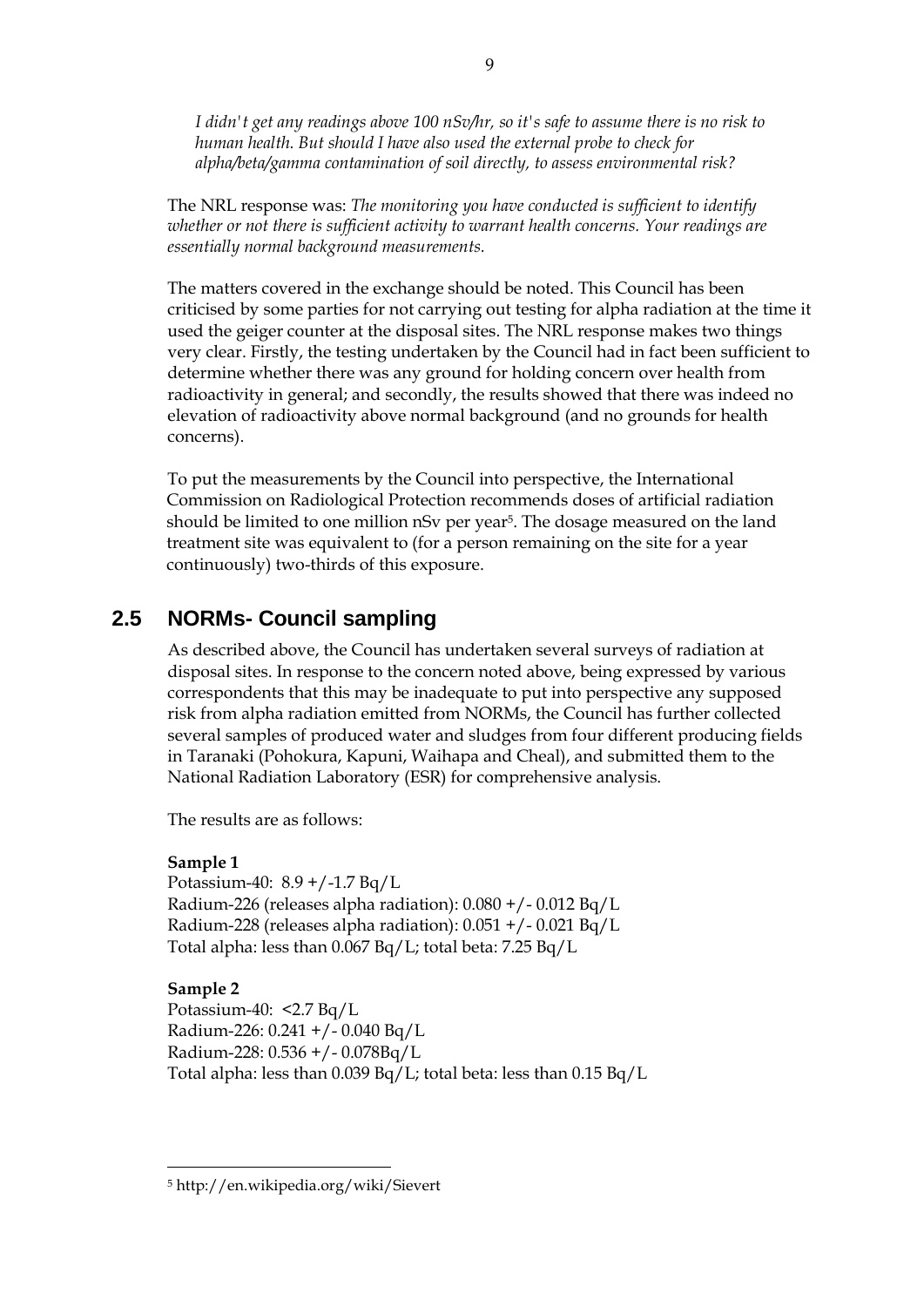*I didn't get any readings above 100 nSv/hr, so it's safe to assume there is no risk to human health. But should I have also used the external probe to check for alpha/beta/gamma contamination of soil directly, to assess environmental risk?*

The NRL response was: *The monitoring you have conducted is sufficient to identify whether or not there is sufficient activity to warrant health concerns. Your readings are essentially normal background measurements.*

The matters covered in the exchange should be noted. This Council has been criticised by some parties for not carrying out testing for alpha radiation at the time it used the geiger counter at the disposal sites. The NRL response makes two things very clear. Firstly, the testing undertaken by the Council had in fact been sufficient to determine whether there was any ground for holding concern over health from radioactivity in general; and secondly, the results showed that there was indeed no elevation of radioactivity above normal background (and no grounds for health concerns).

To put the measurements by the Council into perspective, the International Commission on Radiological Protection recommends doses of artificial radiation should be limited to one million nSv per year[5]. The dosage measured on the land treatment site was equivalent to (for a person remaining on the site for a year continuously) two-thirds of this exposure.

## 2.5 NORMs- Council sampling

As described above, the Council has undertaken several surveys of radiation at disposal sites. In response to the concern noted above, being expressed by various correspondents that this may be inadequate to put into perspective any supposed risk from alpha radiation emitted from NORMs, the Council has further collected several samples of produced water and sludges from four different producing fields in Taranaki (Pohokura, Kapuni, Waihapa and Cheal), and submitted them to the National Radiation Laboratory (ESR) for comprehensive analysis.

The results are as follows:

**Sample 1**
Potassium-40: 8.9 +/-1.7 Bq/L
Radium-226 (releases alpha radiation): 0.080 +/- 0.012 Bq/L
Radium-228 (releases alpha radiation): 0.051 +/- 0.021 Bq/L
Total alpha: less than 0.067 Bq/L; total beta: 7.25 Bq/L

**Sample 2**
Potassium-40: <2.7 Bq/L
Radium-226: 0.241 +/- 0.040 Bq/L
Radium-228: 0.536 +/- 0.078Bq/L
Total alpha: less than 0.039 Bq/L; total beta: less than 0.15 Bq/L

---

[5] http://en.wikipedia.org/wiki/Sievert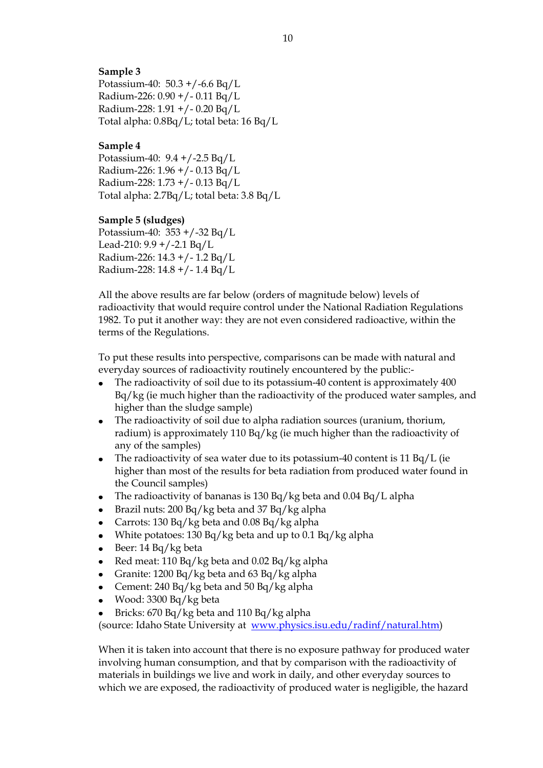**Sample 3**
Potassium-40: 50.3 +/-6.6 Bq/L
Radium-226: 0.90 +/- 0.11 Bq/L
Radium-228: 1.91 +/- 0.20 Bq/L
Total alpha: 0.8Bq/L; total beta: 16 Bq/L

**Sample 4**
Potassium-40: 9.4 +/-2.5 Bq/L
Radium-226: 1.96 +/- 0.13 Bq/L
Radium-228: 1.73 +/- 0.13 Bq/L
Total alpha: 2.7Bq/L; total beta: 3.8 Bq/L

**Sample 5 (sludges)**
Potassium-40: 353 +/-32 Bq/L
Lead-210: 9.9 +/-2.1 Bq/L
Radium-226: 14.3 +/- 1.2 Bq/L
Radium-228: 14.8 +/- 1.4 Bq/L

All the above results are far below (orders of magnitude below) levels of radioactivity that would require control under the National Radiation Regulations 1982. To put it another way: they are not even considered radioactive, within the terms of the Regulations.

To put these results into perspective, comparisons can be made with natural and everyday sources of radioactivity routinely encountered by the public:-

- The radioactivity of soil due to its potassium-40 content is approximately 400 Bq/kg (ie much higher than the radioactivity of the produced water samples, and higher than the sludge sample)
- The radioactivity of soil due to alpha radiation sources (uranium, thorium, radium) is approximately 110 Bq/kg (ie much higher than the radioactivity of any of the samples)
- The radioactivity of sea water due to its potassium-40 content is 11 Bq/L (ie higher than most of the results for beta radiation from produced water found in the Council samples)
- The radioactivity of bananas is 130 Bq/kg beta and 0.04 Bq/L alpha
- Brazil nuts: 200 Bq/kg beta and 37 Bq/kg alpha
- Carrots: 130 Bq/kg beta and 0.08 Bq/kg alpha
- White potatoes: 130 Bq/kg beta and up to 0.1 Bq/kg alpha
- Beer: 14 Bq/kg beta
- Red meat: 110 Bq/kg beta and 0.02 Bq/kg alpha
- Granite: 1200 Bq/kg beta and 63 Bq/kg alpha
- Cement: 240 Bq/kg beta and 50 Bq/kg alpha
- Wood: 3300 Bq/kg beta
- Bricks: 670 Bq/kg beta and 110 Bq/kg alpha

(source: Idaho State University at [www.physics.isu.edu/radinf/natural.htm](www.physics.isu.edu/radinf/natural.htm))

When it is taken into account that there is no exposure pathway for produced water involving human consumption, and that by comparison with the radioactivity of materials in buildings we live and work in daily, and other everyday sources to which we are exposed, the radioactivity of produced water is negligible, the hazard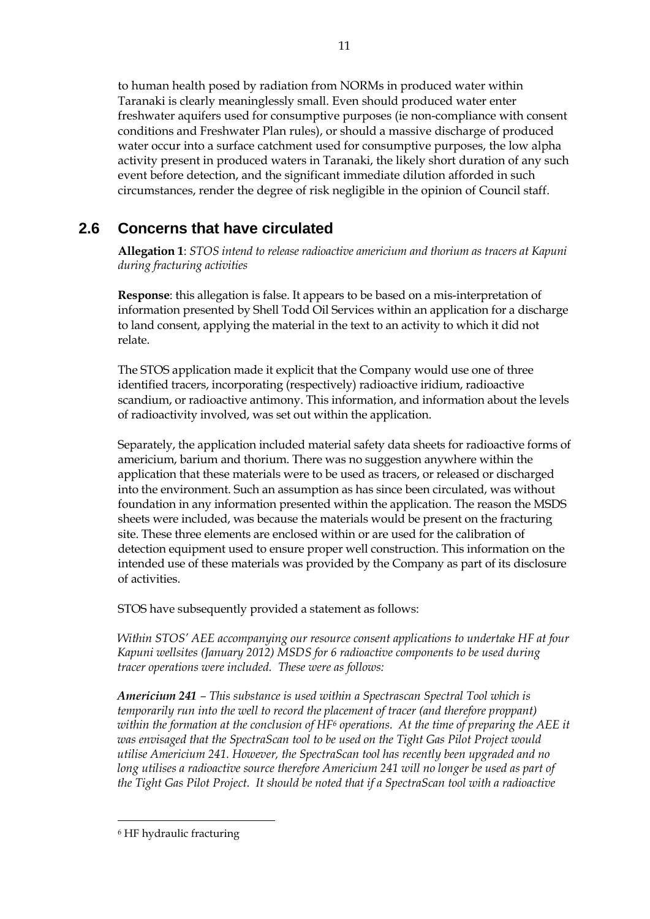to human health posed by radiation from NORMs in produced water within Taranaki is clearly meaninglessly small. Even should produced water enter freshwater aquifers used for consumptive purposes (ie non-compliance with consent conditions and Freshwater Plan rules), or should a massive discharge of produced water occur into a surface catchment used for consumptive purposes, the low alpha activity present in produced waters in Taranaki, the likely short duration of any such event before detection, and the significant immediate dilution afforded in such circumstances, render the degree of risk negligible in the opinion of Council staff.

## 2.6 Concerns that have circulated

**Allegation 1**: *STOS intend to release radioactive americium and thorium as tracers at Kapuni during fracturing activities*

**Response**: this allegation is false. It appears to be based on a mis-interpretation of information presented by Shell Todd Oil Services within an application for a discharge to land consent, applying the material in the text to an activity to which it did not relate.

The STOS application made it explicit that the Company would use one of three identified tracers, incorporating (respectively) radioactive iridium, radioactive scandium, or radioactive antimony. This information, and information about the levels of radioactivity involved, was set out within the application.

Separately, the application included material safety data sheets for radioactive forms of americium, barium and thorium. There was no suggestion anywhere within the application that these materials were to be used as tracers, or released or discharged into the environment. Such an assumption as has since been circulated, was without foundation in any information presented within the application. The reason the MSDS sheets were included, was because the materials would be present on the fracturing site. These three elements are enclosed within or are used for the calibration of detection equipment used to ensure proper well construction. This information on the intended use of these materials was provided by the Company as part of its disclosure of activities.

STOS have subsequently provided a statement as follows:

*Within STOS' AEE accompanying our resource consent applications to undertake HF at four Kapuni wellsites (January 2012) MSDS for 6 radioactive components to be used during tracer operations were included. These were as follows:*

***Americium 241** – This substance is used within a Spectrascan Spectral Tool which is temporarily run into the well to record the placement of tracer (and therefore proppant) within the formation at the conclusion of HF[6] operations. At the time of preparing the AEE it was envisaged that the SpectraScan tool to be used on the Tight Gas Pilot Project would utilise Americium 241. However, the SpectraScan tool has recently been upgraded and no long utilises a radioactive source therefore Americium 241 will no longer be used as part of the Tight Gas Pilot Project. It should be noted that if a SpectraScan tool with a radioactive*

[6] HF hydraulic fracturing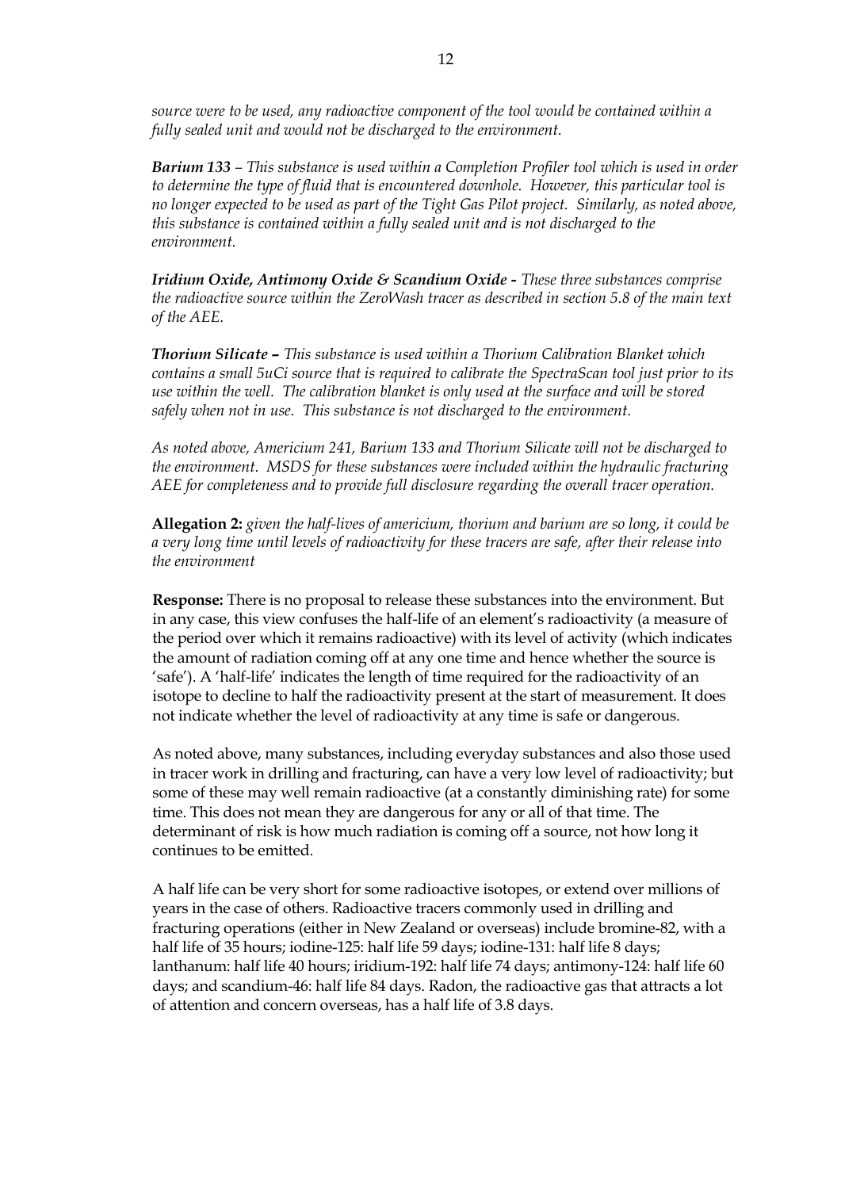*source were to be used, any radioactive component of the tool would be contained within a fully sealed unit and would not be discharged to the environment.*

***Barium 133*** *– This substance is used within a Completion Profiler tool which is used in order to determine the type of fluid that is encountered downhole. However, this particular tool is no longer expected to be used as part of the Tight Gas Pilot project. Similarly, as noted above, this substance is contained within a fully sealed unit and is not discharged to the environment.*

***Iridium Oxide, Antimony Oxide & Scandium Oxide -*** *These three substances comprise the radioactive source within the ZeroWash tracer as described in section 5.8 of the main text of the AEE.*

***Thorium Silicate –*** *This substance is used within a Thorium Calibration Blanket which contains a small 5uCi source that is required to calibrate the SpectraScan tool just prior to its use within the well. The calibration blanket is only used at the surface and will be stored safely when not in use. This substance is not discharged to the environment.*

*As noted above, Americium 241, Barium 133 and Thorium Silicate will not be discharged to the environment. MSDS for these substances were included within the hydraulic fracturing AEE for completeness and to provide full disclosure regarding the overall tracer operation.*

**Allegation 2:** *given the half-lives of americium, thorium and barium are so long, it could be a very long time until levels of radioactivity for these tracers are safe, after their release into the environment*

**Response:** There is no proposal to release these substances into the environment. But in any case, this view confuses the half-life of an element's radioactivity (a measure of the period over which it remains radioactive) with its level of activity (which indicates the amount of radiation coming off at any one time and hence whether the source is 'safe'). A 'half-life' indicates the length of time required for the radioactivity of an isotope to decline to half the radioactivity present at the start of measurement. It does not indicate whether the level of radioactivity at any time is safe or dangerous.

As noted above, many substances, including everyday substances and also those used in tracer work in drilling and fracturing, can have a very low level of radioactivity; but some of these may well remain radioactive (at a constantly diminishing rate) for some time. This does not mean they are dangerous for any or all of that time. The determinant of risk is how much radiation is coming off a source, not how long it continues to be emitted.

A half life can be very short for some radioactive isotopes, or extend over millions of years in the case of others. Radioactive tracers commonly used in drilling and fracturing operations (either in New Zealand or overseas) include bromine-82, with a half life of 35 hours; iodine-125: half life 59 days; iodine-131: half life 8 days; lanthanum: half life 40 hours; iridium-192: half life 74 days; antimony-124: half life 60 days; and scandium-46: half life 84 days. Radon, the radioactive gas that attracts a lot of attention and concern overseas, has a half life of 3.8 days.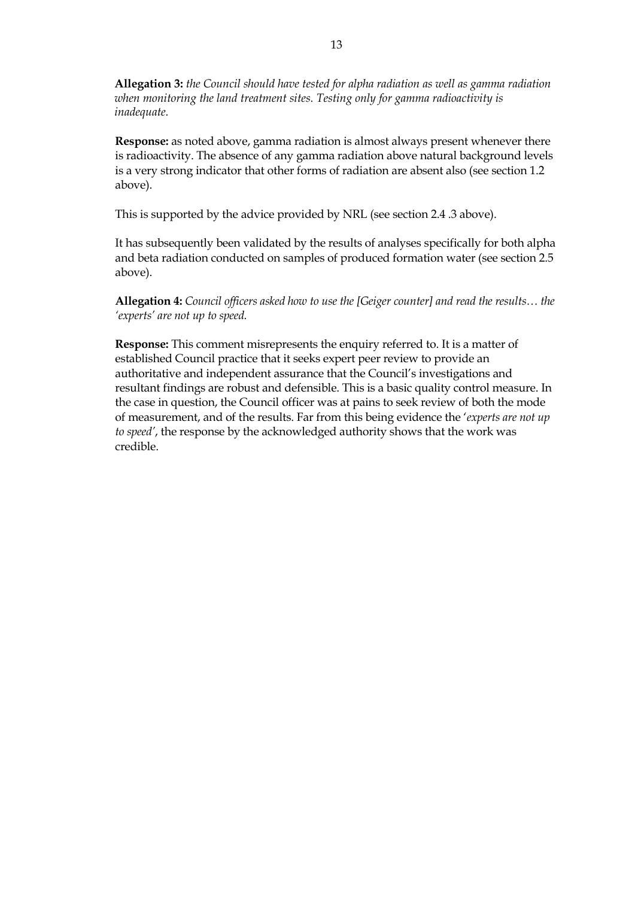**Allegation 3:** *the Council should have tested for alpha radiation as well as gamma radiation when monitoring the land treatment sites. Testing only for gamma radioactivity is inadequate.*

**Response:** as noted above, gamma radiation is almost always present whenever there is radioactivity. The absence of any gamma radiation above natural background levels is a very strong indicator that other forms of radiation are absent also (see section 1.2 above).

This is supported by the advice provided by NRL (see section 2.4 .3 above).

It has subsequently been validated by the results of analyses specifically for both alpha and beta radiation conducted on samples of produced formation water (see section 2.5 above).

**Allegation 4:** *Council officers asked how to use the [Geiger counter] and read the results… the 'experts' are not up to speed.*

**Response:** This comment misrepresents the enquiry referred to. It is a matter of established Council practice that it seeks expert peer review to provide an authoritative and independent assurance that the Council's investigations and resultant findings are robust and defensible. This is a basic quality control measure. In the case in question, the Council officer was at pains to seek review of both the mode of measurement, and of the results. Far from this being evidence the '*experts are not up to speed*', the response by the acknowledged authority shows that the work was credible.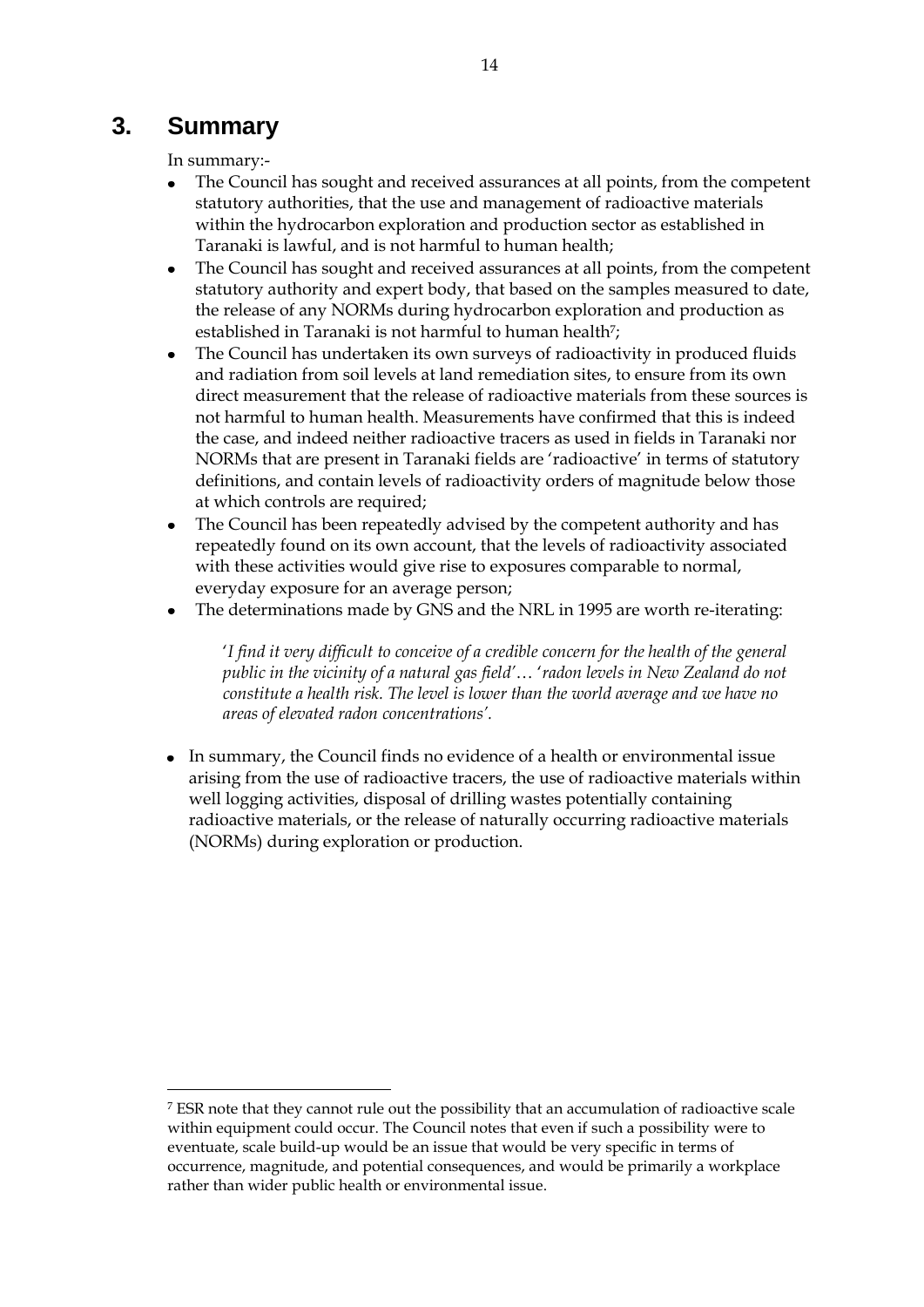# 3. Summary

In summary:-

- The Council has sought and received assurances at all points, from the competent statutory authorities, that the use and management of radioactive materials within the hydrocarbon exploration and production sector as established in Taranaki is lawful, and is not harmful to human health;
- The Council has sought and received assurances at all points, from the competent statutory authority and expert body, that based on the samples measured to date, the release of any NORMs during hydrocarbon exploration and production as established in Taranaki is not harmful to human health[7];
- The Council has undertaken its own surveys of radioactivity in produced fluids and radiation from soil levels at land remediation sites, to ensure from its own direct measurement that the release of radioactive materials from these sources is not harmful to human health. Measurements have confirmed that this is indeed the case, and indeed neither radioactive tracers as used in fields in Taranaki nor NORMs that are present in Taranaki fields are 'radioactive' in terms of statutory definitions, and contain levels of radioactivity orders of magnitude below those at which controls are required;
- The Council has been repeatedly advised by the competent authority and has repeatedly found on its own account, that the levels of radioactivity associated with these activities would give rise to exposures comparable to normal, everyday exposure for an average person;
- The determinations made by GNS and the NRL in 1995 are worth re-iterating:

  '*I find it very difficult to conceive of a credible concern for the health of the general public in the vicinity of a natural gas field*'… '*radon levels in New Zealand do not constitute a health risk. The level is lower than the world average and we have no areas of elevated radon concentrations*'.

- In summary, the Council finds no evidence of a health or environmental issue arising from the use of radioactive tracers, the use of radioactive materials within well logging activities, disposal of drilling wastes potentially containing radioactive materials, or the release of naturally occurring radioactive materials (NORMs) during exploration or production.

---

[7] ESR note that they cannot rule out the possibility that an accumulation of radioactive scale within equipment could occur. The Council notes that even if such a possibility were to eventuate, scale build-up would be an issue that would be very specific in terms of occurrence, magnitude, and potential consequences, and would be primarily a workplace rather than wider public health or environmental issue.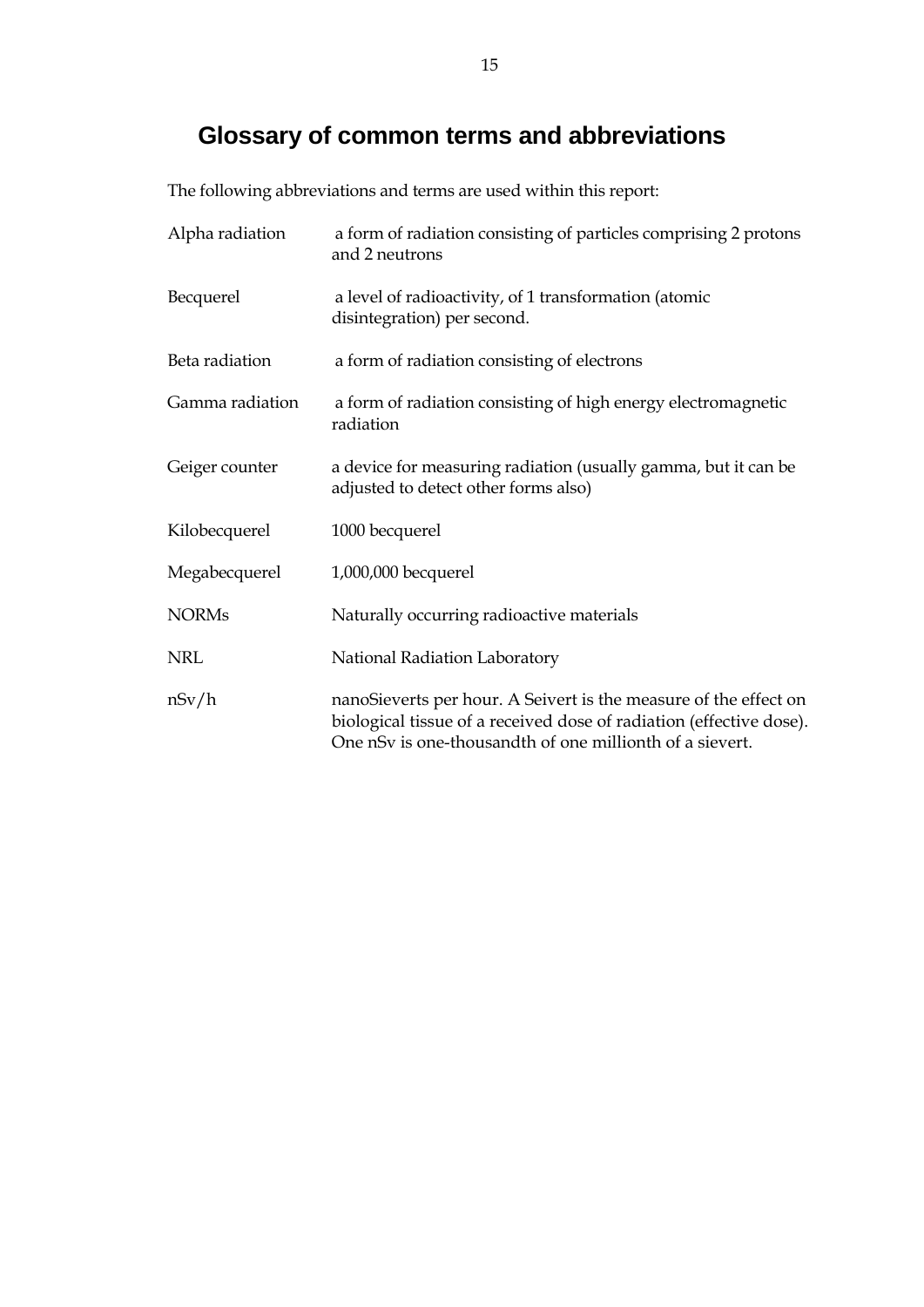# Glossary of common terms and abbreviations

The following abbreviations and terms are used within this report:

| | |
|---|---|
| Alpha radiation | a form of radiation consisting of particles comprising 2 protons and 2 neutrons |
| Becquerel | a level of radioactivity, of 1 transformation (atomic disintegration) per second. |
| Beta radiation | a form of radiation consisting of electrons |
| Gamma radiation | a form of radiation consisting of high energy electromagnetic radiation |
| Geiger counter | a device for measuring radiation (usually gamma, but it can be adjusted to detect other forms also) |
| Kilobecquerel | 1000 becquerel |
| Megabecquerel | 1,000,000 becquerel |
| NORMs | Naturally occurring radioactive materials |
| NRL | National Radiation Laboratory |
| nSv/h | nanoSieverts per hour. A Seivert is the measure of the effect on biological tissue of a received dose of radiation (effective dose). One nSv is one-thousandth of one millionth of a sievert. |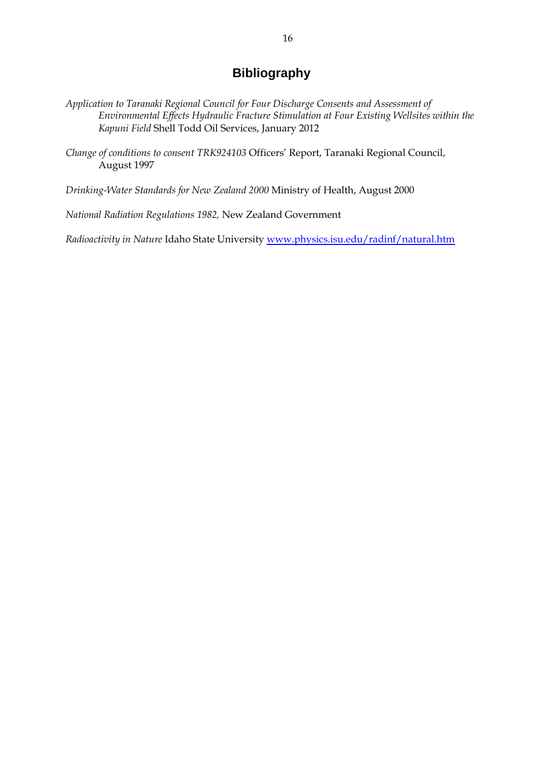# Bibliography

*Application to Taranaki Regional Council for Four Discharge Consents and Assessment of Environmental Effects Hydraulic Fracture Stimulation at Four Existing Wellsites within the Kapuni Field* Shell Todd Oil Services, January 2012

*Change of conditions to consent TRK924103* Officers' Report, Taranaki Regional Council, August 1997

*Drinking-Water Standards for New Zealand 2000* Ministry of Health, August 2000

*National Radiation Regulations 1982,* New Zealand Government

*Radioactivity in Nature* Idaho State University [www.physics.isu.edu/radinf/natural.htm](www.physics.isu.edu/radinf/natural.htm)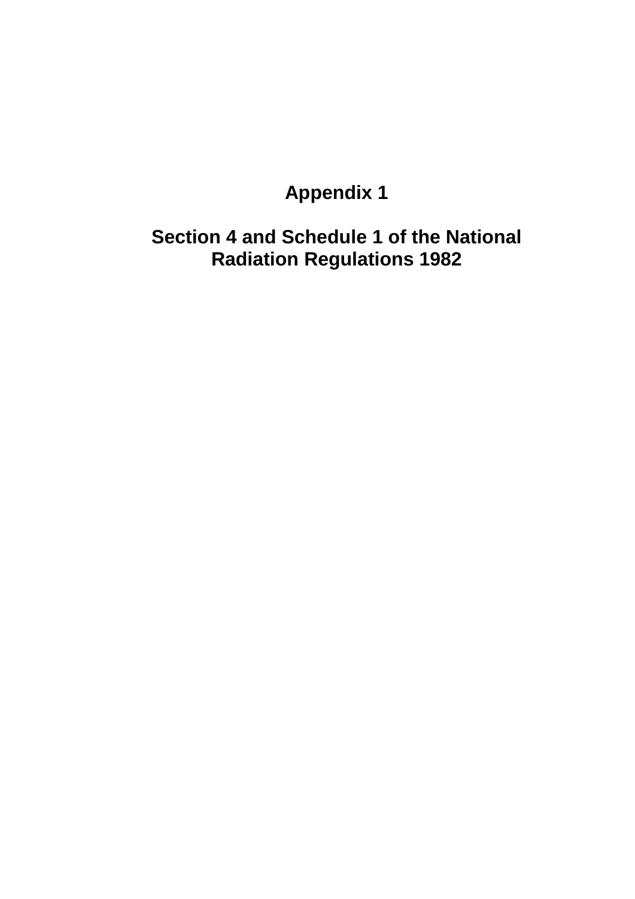# Appendix 1

## Section 4 and Schedule 1 of the National Radiation Regulations 1982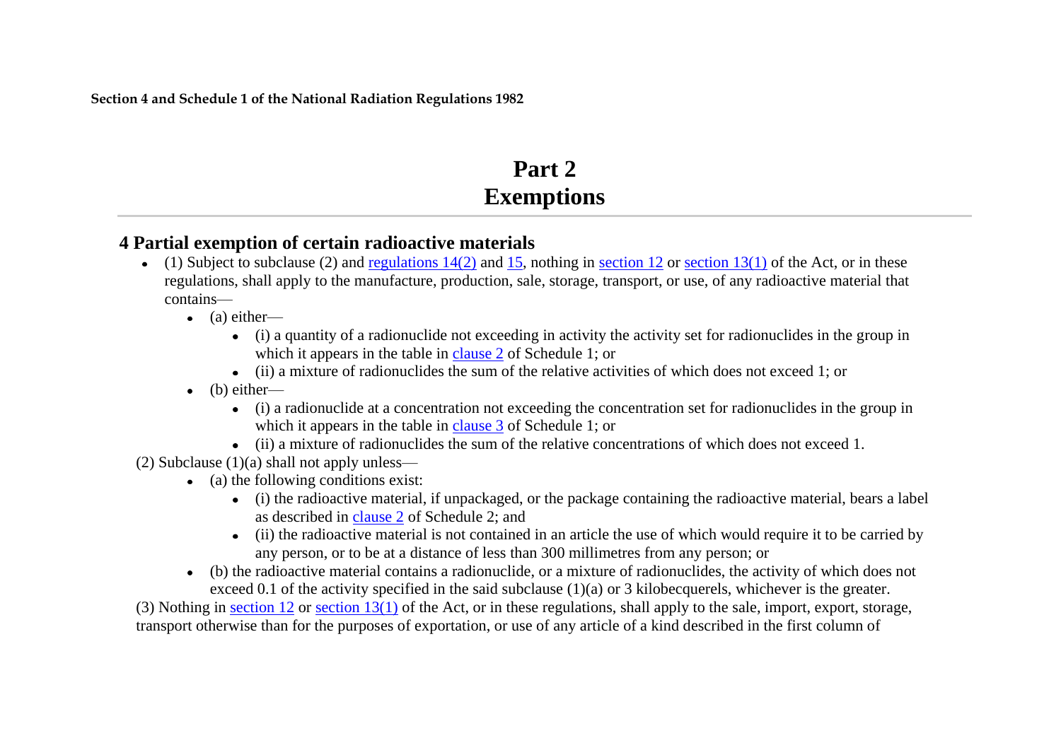**Section 4 and Schedule 1 of the National Radiation Regulations 1982**

# Part 2
# Exemptions

## 4 Partial exemption of certain radioactive materials

- (1) Subject to subclause (2) and regulations 14(2) and 15, nothing in section 12 or section 13(1) of the Act, or in these regulations, shall apply to the manufacture, production, sale, storage, transport, or use, of any radioactive material that contains—
  - (a) either—
    - (i) a quantity of a radionuclide not exceeding in activity the activity set for radionuclides in the group in which it appears in the table in clause 2 of Schedule 1; or
    - (ii) a mixture of radionuclides the sum of the relative activities of which does not exceed 1; or
  - (b) either—
    - (i) a radionuclide at a concentration not exceeding the concentration set for radionuclides in the group in which it appears in the table in clause 3 of Schedule 1; or
    - (ii) a mixture of radionuclides the sum of the relative concentrations of which does not exceed 1.

  (2) Subclause (1)(a) shall not apply unless—
  - (a) the following conditions exist:
    - (i) the radioactive material, if unpackaged, or the package containing the radioactive material, bears a label as described in clause 2 of Schedule 2; and
    - (ii) the radioactive material is not contained in an article the use of which would require it to be carried by any person, or to be at a distance of less than 300 millimetres from any person; or
  - (b) the radioactive material contains a radionuclide, or a mixture of radionuclides, the activity of which does not exceed 0.1 of the activity specified in the said subclause (1)(a) or 3 kilobecquerels, whichever is the greater.

  (3) Nothing in section 12 or section 13(1) of the Act, or in these regulations, shall apply to the sale, import, export, storage, transport otherwise than for the purposes of exportation, or use of any article of a kind described in the first column of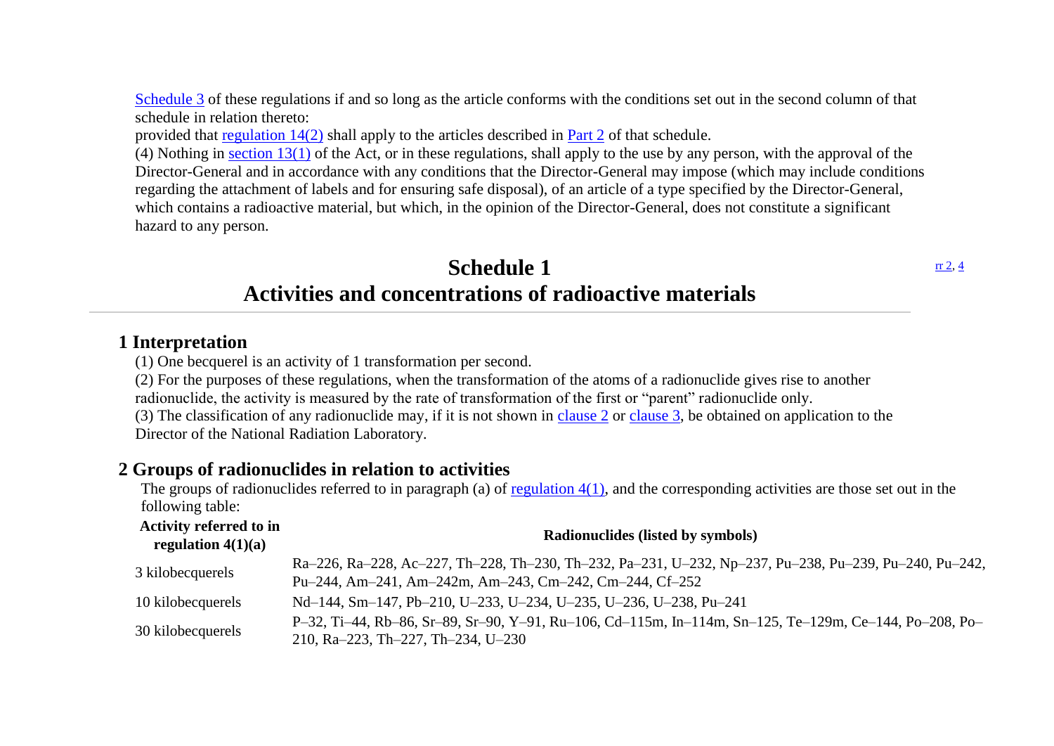Schedule 3 of these regulations if and so long as the article conforms with the conditions set out in the second column of that schedule in relation thereto:

provided that regulation 14(2) shall apply to the articles described in Part 2 of that schedule.

(4) Nothing in section 13(1) of the Act, or in these regulations, shall apply to the use by any person, with the approval of the Director-General and in accordance with any conditions that the Director-General may impose (which may include conditions regarding the attachment of labels and for ensuring safe disposal), of an article of a type specified by the Director-General, which contains a radioactive material, but which, in the opinion of the Director-General, does not constitute a significant hazard to any person.

# Schedule 1
# Activities and concentrations of radioactive materials

rr 2, 4

## 1 Interpretation

(1) One becquerel is an activity of 1 transformation per second.

(2) For the purposes of these regulations, when the transformation of the atoms of a radionuclide gives rise to another radionuclide, the activity is measured by the rate of transformation of the first or "parent" radionuclide only.

(3) The classification of any radionuclide may, if it is not shown in clause 2 or clause 3, be obtained on application to the Director of the National Radiation Laboratory.

## 2 Groups of radionuclides in relation to activities

The groups of radionuclides referred to in paragraph (a) of regulation 4(1), and the corresponding activities are those set out in the following table:

| Activity referred to in regulation 4(1)(a) | Radionuclides (listed by symbols) |
|---|---|
| 3 kilobecquerels | Ra–226, Ra–228, Ac–227, Th–228, Th–230, Th–232, Pa–231, U–232, Np–237, Pu–238, Pu–239, Pu–240, Pu–242, Pu–244, Am–241, Am–242m, Am–243, Cm–242, Cm–244, Cf–252 |
| 10 kilobecquerels | Nd–144, Sm–147, Pb–210, U–233, U–234, U–235, U–236, U–238, Pu–241 |
| 30 kilobecquerels | P–32, Ti–44, Rb–86, Sr–89, Sr–90, Y–91, Ru–106, Cd–115m, In–114m, Sn–125, Te–129m, Ce–144, Po–208, Po–210, Ra–223, Th–227, Th–234, U–230 |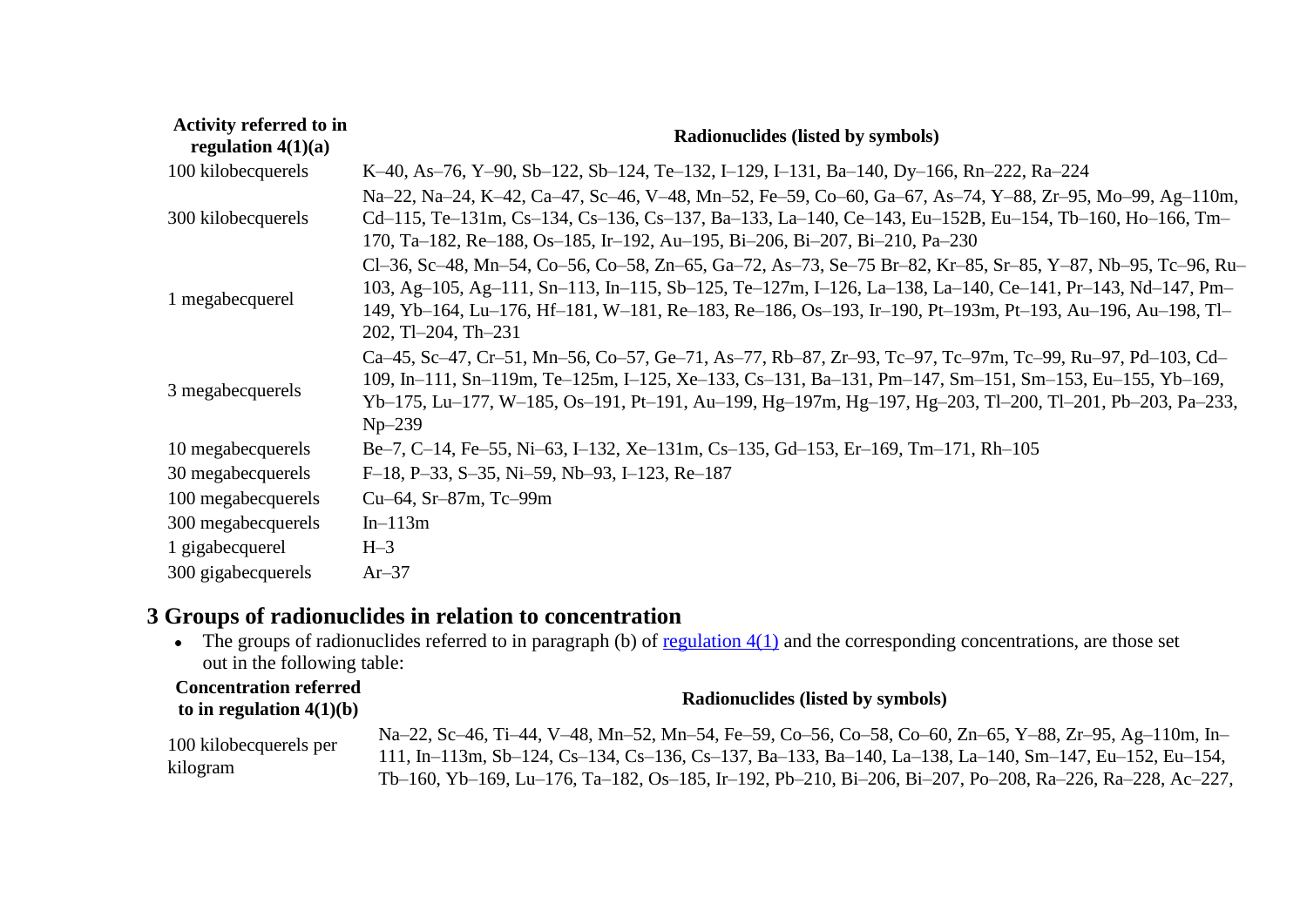| Activity referred to in regulation 4(1)(a) | Radionuclides (listed by symbols) |
|---|---|
| 100 kilobecquerels | K–40, As–76, Y–90, Sb–122, Sb–124, Te–132, I–129, I–131, Ba–140, Dy–166, Rn–222, Ra–224 |
| 300 kilobecquerels | Na–22, Na–24, K–42, Ca–47, Sc–46, V–48, Mn–52, Fe–59, Co–60, Ga–67, As–74, Y–88, Zr–95, Mo–99, Ag–110m, Cd–115, Te–131m, Cs–134, Cs–136, Cs–137, Ba–133, La–140, Ce–143, Eu–152B, Eu–154, Tb–160, Ho–166, Tm–170, Ta–182, Re–188, Os–185, Ir–192, Au–195, Bi–206, Bi–207, Bi–210, Pa–230 |
| 1 megabecquerel | Cl–36, Sc–48, Mn–54, Co–56, Co–58, Zn–65, Ga–72, As–73, Se–75 Br–82, Kr–85, Sr–85, Y–87, Nb–95, Tc–96, Ru–103, Ag–105, Ag–111, Sn–113, In–115, Sb–125, Te–127m, I–126, La–138, La–140, Ce–141, Pr–143, Nd–147, Pm–149, Yb–164, Lu–176, Hf–181, W–181, Re–183, Re–186, Os–193, Ir–190, Pt–193m, Pt–193, Au–196, Au–198, Tl–202, Tl–204, Th–231 |
| 3 megabecquerels | Ca–45, Sc–47, Cr–51, Mn–56, Co–57, Ge–71, As–77, Rb–87, Zr–93, Tc–97, Tc–97m, Tc–99, Ru–97, Pd–103, Cd–109, In–111, Sn–119m, Te–125m, I–125, Xe–133, Cs–131, Ba–131, Pm–147, Sm–151, Sm–153, Eu–155, Yb–169, Yb–175, Lu–177, W–185, Os–191, Pt–191, Au–199, Hg–197m, Hg–197, Hg–203, Tl–200, Tl–201, Pb–203, Pa–233, Np–239 |
| 10 megabecquerels | Be–7, C–14, Fe–55, Ni–63, I–132, Xe–131m, Cs–135, Gd–153, Er–169, Tm–171, Rh–105 |
| 30 megabecquerels | F–18, P–33, S–35, Ni–59, Nb–93, I–123, Re–187 |
| 100 megabecquerels | Cu–64, Sr–87m, Tc–99m |
| 300 megabecquerels | In–113m |
| 1 gigabecquerel | H–3 |
| 300 gigabecquerels | Ar–37 |

## 3 Groups of radionuclides in relation to concentration

- The groups of radionuclides referred to in paragraph (b) of regulation 4(1) and the corresponding concentrations, are those set out in the following table:

| Concentration referred to in regulation 4(1)(b) | Radionuclides (listed by symbols) |
|---|---|
| 100 kilobecquerels per kilogram | Na–22, Sc–46, Ti–44, V–48, Mn–52, Mn–54, Fe–59, Co–56, Co–58, Co–60, Zn–65, Y–88, Zr–95, Ag–110m, In–111, In–113m, Sb–124, Cs–134, Cs–136, Cs–137, Ba–133, Ba–140, La–138, La–140, Sm–147, Eu–152, Eu–154, Tb–160, Yb–169, Lu–176, Ta–182, Os–185, Ir–192, Pb–210, Bi–206, Bi–207, Po–208, Ra–226, Ra–228, Ac–227, |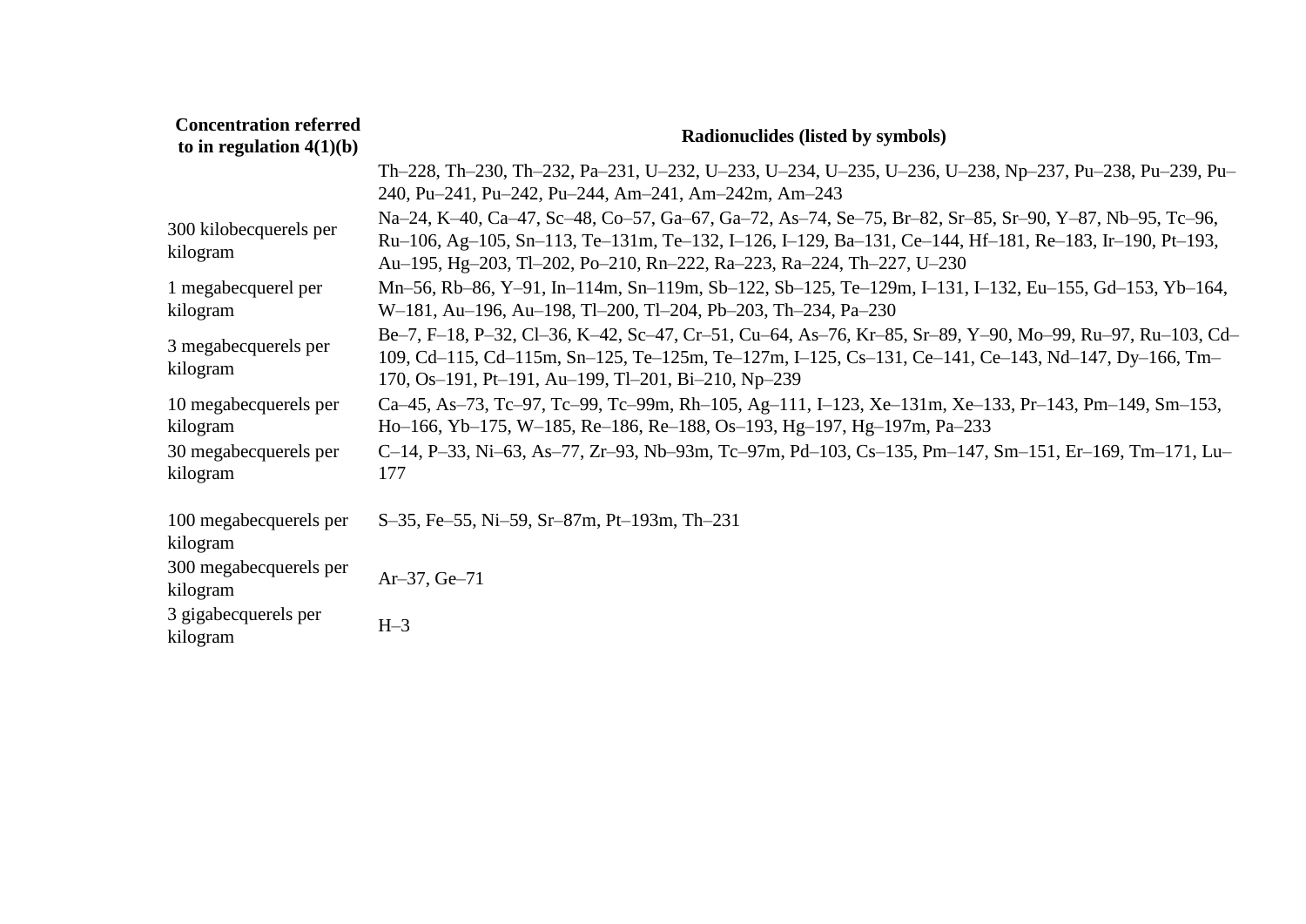| Concentration referred to in regulation 4(1)(b) | Radionuclides (listed by symbols) |
| --- | --- |
| | Th–228, Th–230, Th–232, Pa–231, U–232, U–233, U–234, U–235, U–236, U–238, Np–237, Pu–238, Pu–239, Pu–240, Pu–241, Pu–242, Pu–244, Am–241, Am–242m, Am–243 |
| 300 kilobecquerels per kilogram | Na–24, K–40, Ca–47, Sc–48, Co–57, Ga–67, Ga–72, As–74, Se–75, Br–82, Sr–85, Sr–90, Y–87, Nb–95, Tc–96, Ru–106, Ag–105, Sn–113, Te–131m, Te–132, I–126, I–129, Ba–131, Ce–144, Hf–181, Re–183, Ir–190, Pt–193, Au–195, Hg–203, Tl–202, Po–210, Rn–222, Ra–223, Ra–224, Th–227, U–230 |
| 1 megabecquerel per kilogram | Mn–56, Rb–86, Y–91, In–114m, Sn–119m, Sb–122, Sb–125, Te–129m, I–131, I–132, Eu–155, Gd–153, Yb–164, W–181, Au–196, Au–198, Tl–200, Tl–204, Pb–203, Th–234, Pa–230 |
| 3 megabecquerels per kilogram | Be–7, F–18, P–32, Cl–36, K–42, Sc–47, Cr–51, Cu–64, As–76, Kr–85, Sr–89, Y–90, Mo–99, Ru–97, Ru–103, Cd–109, Cd–115, Cd–115m, Sn–125, Te–125m, Te–127m, I–125, Cs–131, Ce–141, Ce–143, Nd–147, Dy–166, Tm–170, Os–191, Pt–191, Au–199, Tl–201, Bi–210, Np–239 |
| 10 megabecquerels per kilogram | Ca–45, As–73, Tc–97, Tc–99, Tc–99m, Rh–105, Ag–111, I–123, Xe–131m, Xe–133, Pr–143, Pm–149, Sm–153, Ho–166, Yb–175, W–185, Re–186, Re–188, Os–193, Hg–197, Hg–197m, Pa–233 |
| 30 megabecquerels per kilogram | C–14, P–33, Ni–63, As–77, Zr–93, Nb–93m, Tc–97m, Pd–103, Cs–135, Pm–147, Sm–151, Er–169, Tm–171, Lu–177 |
| 100 megabecquerels per kilogram | S–35, Fe–55, Ni–59, Sr–87m, Pt–193m, Th–231 |
| 300 megabecquerels per kilogram | Ar–37, Ge–71 |
| 3 gigabecquerels per kilogram | H–3 |